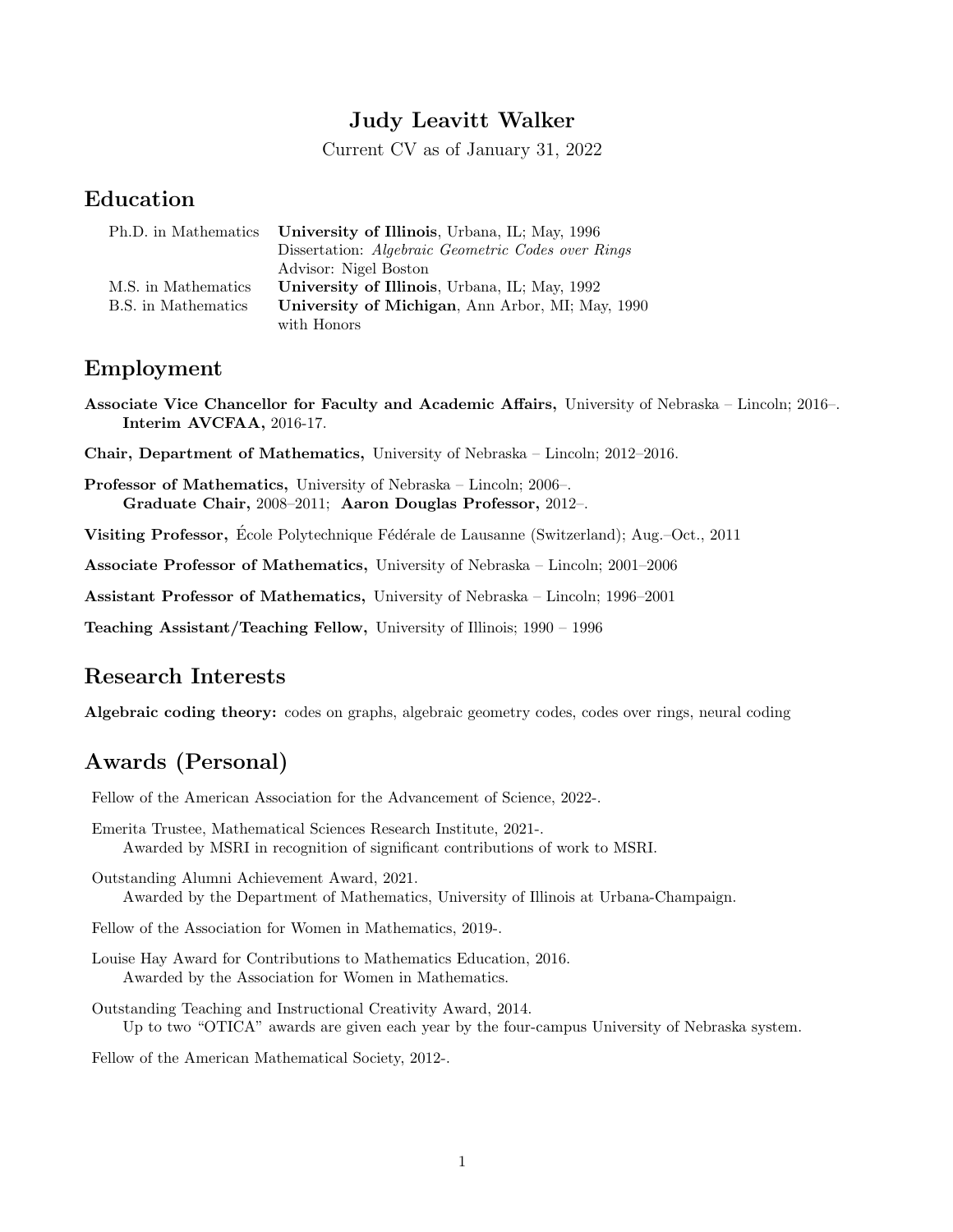# Judy Leavitt Walker

Current CV as of January 31, 2022

## Education

| | |
|---|---|
| Ph.D. in Mathematics | **University of Illinois**, Urbana, IL; May, 1996 |
| | Dissertation: *Algebraic Geometric Codes over Rings* |
| | Advisor: Nigel Boston |
| M.S. in Mathematics | **University of Illinois**, Urbana, IL; May, 1992 |
| B.S. in Mathematics | **University of Michigan**, Ann Arbor, MI; May, 1990 |
| | with Honors |

## Employment

**Associate Vice Chancellor for Faculty and Academic Affairs,** University of Nebraska – Lincoln; 2016–.
**Interim AVCFAA,** 2016-17.

**Chair, Department of Mathematics,** University of Nebraska – Lincoln; 2012–2016.

**Professor of Mathematics,** University of Nebraska – Lincoln; 2006–.
**Graduate Chair,** 2008–2011; **Aaron Douglas Professor,** 2012–.

**Visiting Professor,** École Polytechnique Fédérale de Lausanne (Switzerland); Aug.–Oct., 2011

**Associate Professor of Mathematics,** University of Nebraska – Lincoln; 2001–2006

**Assistant Professor of Mathematics,** University of Nebraska – Lincoln; 1996–2001

**Teaching Assistant/Teaching Fellow,** University of Illinois; 1990 – 1996

## Research Interests

**Algebraic coding theory:** codes on graphs, algebraic geometry codes, codes over rings, neural coding

## Awards (Personal)

Fellow of the American Association for the Advancement of Science, 2022-.

Emerita Trustee, Mathematical Sciences Research Institute, 2021-.
Awarded by MSRI in recognition of significant contributions of work to MSRI.

Outstanding Alumni Achievement Award, 2021.
Awarded by the Department of Mathematics, University of Illinois at Urbana-Champaign.

Fellow of the Association for Women in Mathematics, 2019-.

Louise Hay Award for Contributions to Mathematics Education, 2016.
Awarded by the Association for Women in Mathematics.

Outstanding Teaching and Instructional Creativity Award, 2014.
Up to two "OTICA" awards are given each year by the four-campus University of Nebraska system.

Fellow of the American Mathematical Society, 2012-.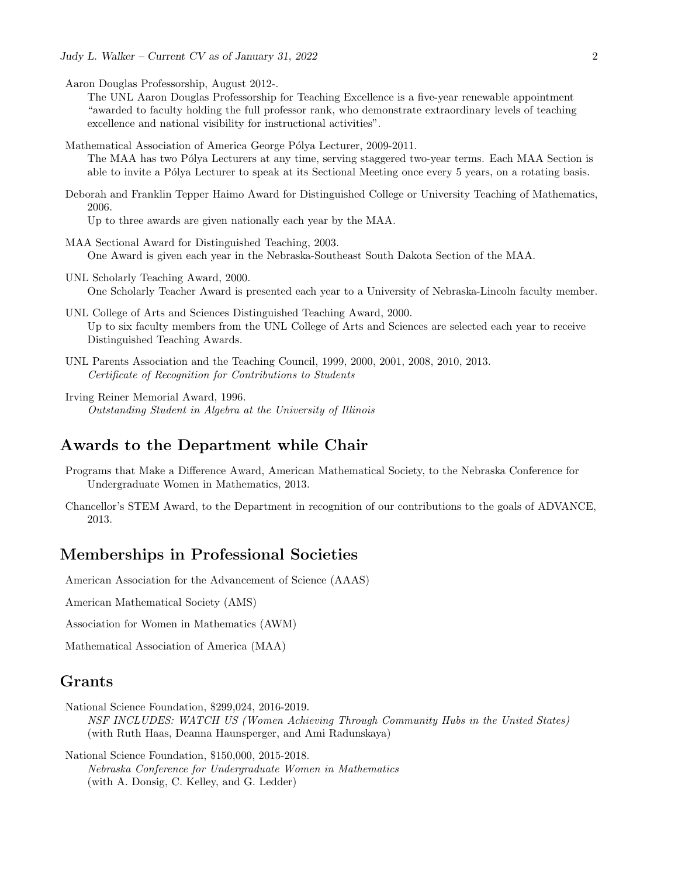Aaron Douglas Professorship, August 2012-.
The UNL Aaron Douglas Professorship for Teaching Excellence is a five-year renewable appointment "awarded to faculty holding the full professor rank, who demonstrate extraordinary levels of teaching excellence and national visibility for instructional activities".

Mathematical Association of America George Pólya Lecturer, 2009-2011.
The MAA has two Pólya Lecturers at any time, serving staggered two-year terms. Each MAA Section is able to invite a Pólya Lecturer to speak at its Sectional Meeting once every 5 years, on a rotating basis.

Deborah and Franklin Tepper Haimo Award for Distinguished College or University Teaching of Mathematics, 2006.
Up to three awards are given nationally each year by the MAA.

MAA Sectional Award for Distinguished Teaching, 2003.
One Award is given each year in the Nebraska-Southeast South Dakota Section of the MAA.

UNL Scholarly Teaching Award, 2000.
One Scholarly Teacher Award is presented each year to a University of Nebraska-Lincoln faculty member.

UNL College of Arts and Sciences Distinguished Teaching Award, 2000.
Up to six faculty members from the UNL College of Arts and Sciences are selected each year to receive Distinguished Teaching Awards.

UNL Parents Association and the Teaching Council, 1999, 2000, 2001, 2008, 2010, 2013.
*Certificate of Recognition for Contributions to Students*

Irving Reiner Memorial Award, 1996.
*Outstanding Student in Algebra at the University of Illinois*

## Awards to the Department while Chair

Programs that Make a Difference Award, American Mathematical Society, to the Nebraska Conference for Undergraduate Women in Mathematics, 2013.

Chancellor's STEM Award, to the Department in recognition of our contributions to the goals of ADVANCE, 2013.

## Memberships in Professional Societies

American Association for the Advancement of Science (AAAS)

American Mathematical Society (AMS)

Association for Women in Mathematics (AWM)

Mathematical Association of America (MAA)

## Grants

National Science Foundation, $299,024, 2016-2019.
*NSF INCLUDES: WATCH US (Women Achieving Through Community Hubs in the United States)*
(with Ruth Haas, Deanna Haunsperger, and Ami Radunskaya)

National Science Foundation, $150,000, 2015-2018.
*Nebraska Conference for Undergraduate Women in Mathematics*
(with A. Donsig, C. Kelley, and G. Ledder)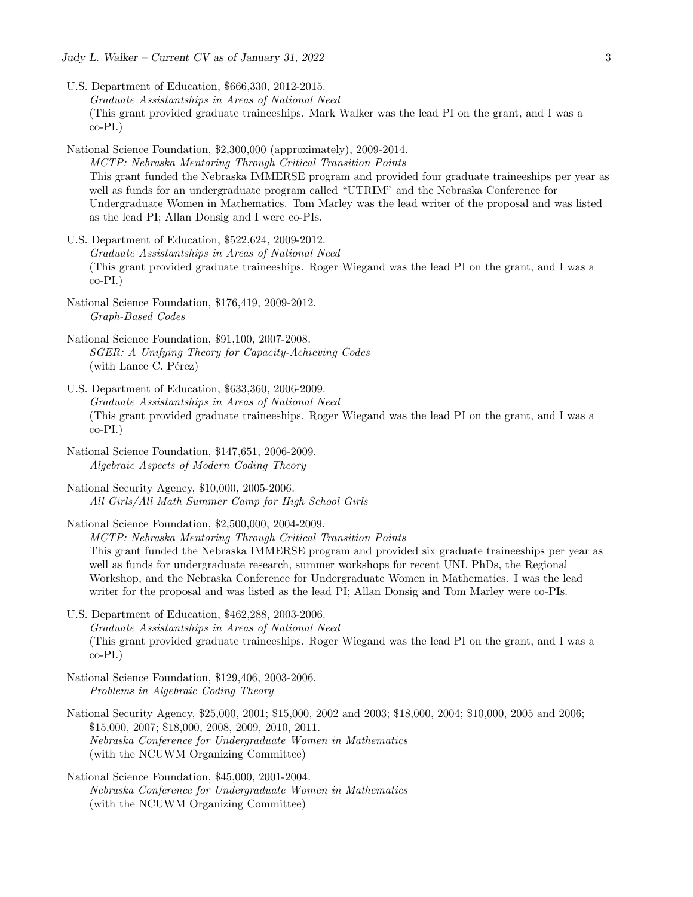U.S. Department of Education, $666,330, 2012-2015.
*Graduate Assistantships in Areas of National Need*
(This grant provided graduate traineeships. Mark Walker was the lead PI on the grant, and I was a co-PI.)

National Science Foundation, $2,300,000 (approximately), 2009-2014.
*MCTP: Nebraska Mentoring Through Critical Transition Points*
This grant funded the Nebraska IMMERSE program and provided four graduate traineeships per year as well as funds for an undergraduate program called "UTRIM" and the Nebraska Conference for Undergraduate Women in Mathematics. Tom Marley was the lead writer of the proposal and was listed as the lead PI; Allan Donsig and I were co-PIs.

U.S. Department of Education, $522,624, 2009-2012.
*Graduate Assistantships in Areas of National Need*
(This grant provided graduate traineeships. Roger Wiegand was the lead PI on the grant, and I was a co-PI.)

National Science Foundation, $176,419, 2009-2012.
*Graph-Based Codes*

National Science Foundation, $91,100, 2007-2008.
*SGER: A Unifying Theory for Capacity-Achieving Codes*
(with Lance C. Pérez)

U.S. Department of Education, $633,360, 2006-2009.
*Graduate Assistantships in Areas of National Need*
(This grant provided graduate traineeships. Roger Wiegand was the lead PI on the grant, and I was a co-PI.)

National Science Foundation, $147,651, 2006-2009.
*Algebraic Aspects of Modern Coding Theory*

National Security Agency, $10,000, 2005-2006.
*All Girls/All Math Summer Camp for High School Girls*

National Science Foundation, $2,500,000, 2004-2009.
*MCTP: Nebraska Mentoring Through Critical Transition Points*
This grant funded the Nebraska IMMERSE program and provided six graduate traineeships per year as well as funds for undergraduate research, summer workshops for recent UNL PhDs, the Regional Workshop, and the Nebraska Conference for Undergraduate Women in Mathematics. I was the lead writer for the proposal and was listed as the lead PI; Allan Donsig and Tom Marley were co-PIs.

U.S. Department of Education, $462,288, 2003-2006.
*Graduate Assistantships in Areas of National Need*
(This grant provided graduate traineeships. Roger Wiegand was the lead PI on the grant, and I was a co-PI.)

National Science Foundation, $129,406, 2003-2006.
*Problems in Algebraic Coding Theory*

National Security Agency, $25,000, 2001; $15,000, 2002 and 2003; $18,000, 2004; $10,000, 2005 and 2006; $15,000, 2007; $18,000, 2008, 2009, 2010, 2011.
*Nebraska Conference for Undergraduate Women in Mathematics*
(with the NCUWM Organizing Committee)

National Science Foundation, $45,000, 2001-2004.
*Nebraska Conference for Undergraduate Women in Mathematics*
(with the NCUWM Organizing Committee)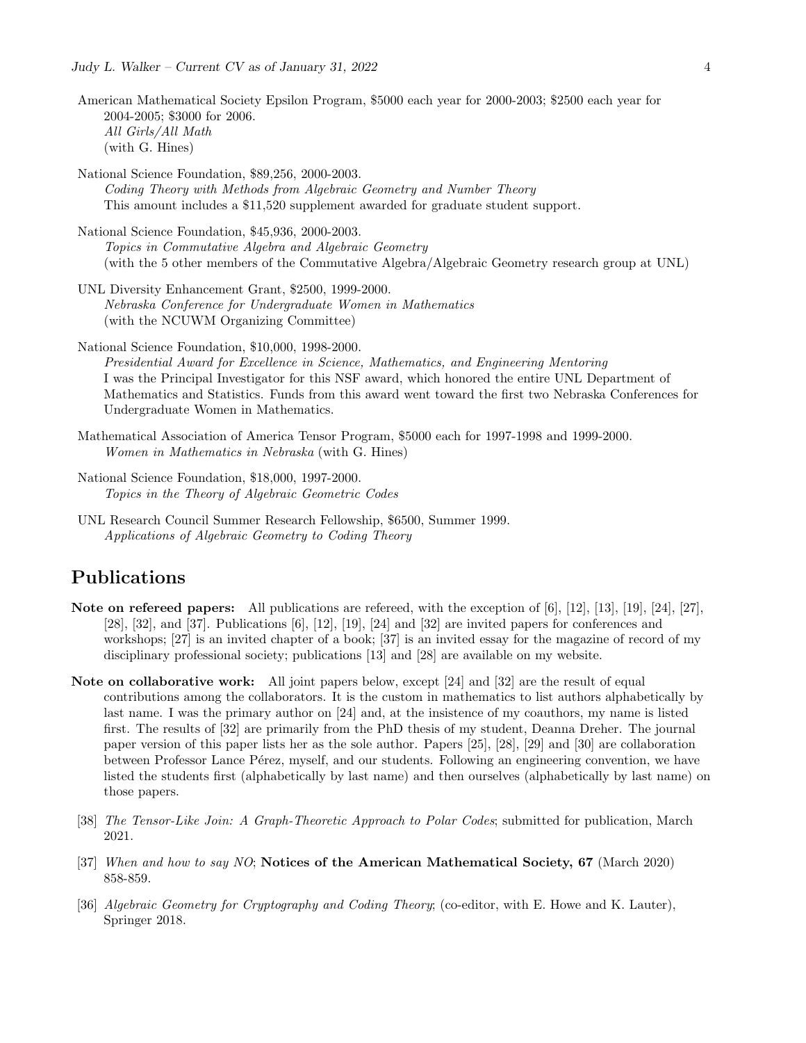American Mathematical Society Epsilon Program, \$5000 each year for 2000-2003; \$2500 each year for 2004-2005; \$3000 for 2006.
*All Girls/All Math*
(with G. Hines)

National Science Foundation, \$89,256, 2000-2003.
*Coding Theory with Methods from Algebraic Geometry and Number Theory*
This amount includes a \$11,520 supplement awarded for graduate student support.

National Science Foundation, \$45,936, 2000-2003.
*Topics in Commutative Algebra and Algebraic Geometry*
(with the 5 other members of the Commutative Algebra/Algebraic Geometry research group at UNL)

UNL Diversity Enhancement Grant, \$2500, 1999-2000.
*Nebraska Conference for Undergraduate Women in Mathematics*
(with the NCUWM Organizing Committee)

National Science Foundation, \$10,000, 1998-2000.
*Presidential Award for Excellence in Science, Mathematics, and Engineering Mentoring*
I was the Principal Investigator for this NSF award, which honored the entire UNL Department of Mathematics and Statistics. Funds from this award went toward the first two Nebraska Conferences for Undergraduate Women in Mathematics.

Mathematical Association of America Tensor Program, \$5000 each for 1997-1998 and 1999-2000.
*Women in Mathematics in Nebraska* (with G. Hines)

National Science Foundation, \$18,000, 1997-2000.
*Topics in the Theory of Algebraic Geometric Codes*

UNL Research Council Summer Research Fellowship, \$6500, Summer 1999.
*Applications of Algebraic Geometry to Coding Theory*

## Publications

**Note on refereed papers:** All publications are refereed, with the exception of [6], [12], [13], [19], [24], [27], [28], [32], and [37]. Publications [6], [12], [19], [24] and [32] are invited papers for conferences and workshops; [27] is an invited chapter of a book; [37] is an invited essay for the magazine of record of my disciplinary professional society; publications [13] and [28] are available on my website.

**Note on collaborative work:** All joint papers below, except [24] and [32] are the result of equal contributions among the collaborators. It is the custom in mathematics to list authors alphabetically by last name. I was the primary author on [24] and, at the insistence of my coauthors, my name is listed first. The results of [32] are primarily from the PhD thesis of my student, Deanna Dreher. The journal paper version of this paper lists her as the sole author. Papers [25], [28], [29] and [30] are collaboration between Professor Lance Pérez, myself, and our students. Following an engineering convention, we have listed the students first (alphabetically by last name) and then ourselves (alphabetically by last name) on those papers.

[38] *The Tensor-Like Join: A Graph-Theoretic Approach to Polar Codes*; submitted for publication, March 2021.

[37] *When and how to say NO*; **Notices of the American Mathematical Society, 67** (March 2020) 858-859.

[36] *Algebraic Geometry for Cryptography and Coding Theory*; (co-editor, with E. Howe and K. Lauter), Springer 2018.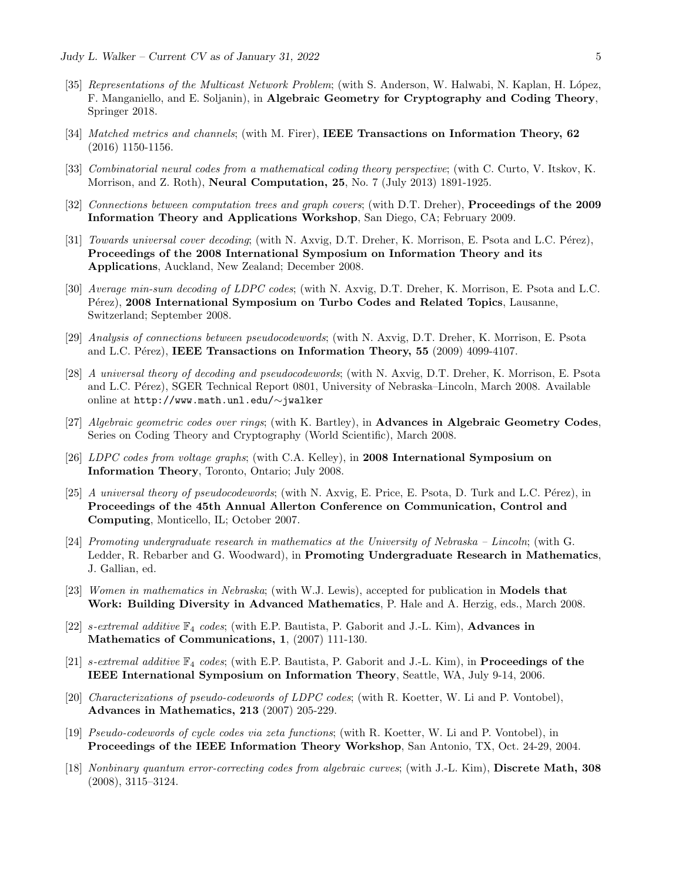[35] *Representations of the Multicast Network Problem*; (with S. Anderson, W. Halwabi, N. Kaplan, H. López, F. Manganiello, and E. Soljanin), in **Algebraic Geometry for Cryptography and Coding Theory**, Springer 2018.

[34] *Matched metrics and channels*; (with M. Firer), **IEEE Transactions on Information Theory, 62** (2016) 1150-1156.

[33] *Combinatorial neural codes from a mathematical coding theory perspective*; (with C. Curto, V. Itskov, K. Morrison, and Z. Roth), **Neural Computation, 25**, No. 7 (July 2013) 1891-1925.

[32] *Connections between computation trees and graph covers*; (with D.T. Dreher), **Proceedings of the 2009 Information Theory and Applications Workshop**, San Diego, CA; February 2009.

[31] *Towards universal cover decoding*; (with N. Axvig, D.T. Dreher, K. Morrison, E. Psota and L.C. Pérez), **Proceedings of the 2008 International Symposium on Information Theory and its Applications**, Auckland, New Zealand; December 2008.

[30] *Average min-sum decoding of LDPC codes*; (with N. Axvig, D.T. Dreher, K. Morrison, E. Psota and L.C. Pérez), **2008 International Symposium on Turbo Codes and Related Topics**, Lausanne, Switzerland; September 2008.

[29] *Analysis of connections between pseudocodewords*; (with N. Axvig, D.T. Dreher, K. Morrison, E. Psota and L.C. Pérez), **IEEE Transactions on Information Theory, 55** (2009) 4099-4107.

[28] *A universal theory of decoding and pseudocodewords*; (with N. Axvig, D.T. Dreher, K. Morrison, E. Psota and L.C. Pérez), SGER Technical Report 0801, University of Nebraska–Lincoln, March 2008. Available online at `http://www.math.unl.edu/~jwalker`

[27] *Algebraic geometric codes over rings*; (with K. Bartley), in **Advances in Algebraic Geometry Codes**, Series on Coding Theory and Cryptography (World Scientific), March 2008.

[26] *LDPC codes from voltage graphs*; (with C.A. Kelley), in **2008 International Symposium on Information Theory**, Toronto, Ontario; July 2008.

[25] *A universal theory of pseudocodewords*; (with N. Axvig, E. Price, E. Psota, D. Turk and L.C. Pérez), in **Proceedings of the 45th Annual Allerton Conference on Communication, Control and Computing**, Monticello, IL; October 2007.

[24] *Promoting undergraduate research in mathematics at the University of Nebraska – Lincoln*; (with G. Ledder, R. Rebarber and G. Woodward), in **Promoting Undergraduate Research in Mathematics**, J. Gallian, ed.

[23] *Women in mathematics in Nebraska*; (with W.J. Lewis), accepted for publication in **Models that Work: Building Diversity in Advanced Mathematics**, P. Hale and A. Herzig, eds., March 2008.

[22] *s-extremal additive $\mathbb{F}_4$ codes*; (with E.P. Bautista, P. Gaborit and J.-L. Kim), **Advances in Mathematics of Communications, 1**, (2007) 111-130.

[21] *s-extremal additive $\mathbb{F}_4$ codes*; (with E.P. Bautista, P. Gaborit and J.-L. Kim), in **Proceedings of the IEEE International Symposium on Information Theory**, Seattle, WA, July 9-14, 2006.

[20] *Characterizations of pseudo-codewords of LDPC codes*; (with R. Koetter, W. Li and P. Vontobel), **Advances in Mathematics, 213** (2007) 205-229.

[19] *Pseudo-codewords of cycle codes via zeta functions*; (with R. Koetter, W. Li and P. Vontobel), in **Proceedings of the IEEE Information Theory Workshop**, San Antonio, TX, Oct. 24-29, 2004.

[18] *Nonbinary quantum error-correcting codes from algebraic curves*; (with J.-L. Kim), **Discrete Math, 308** (2008), 3115–3124.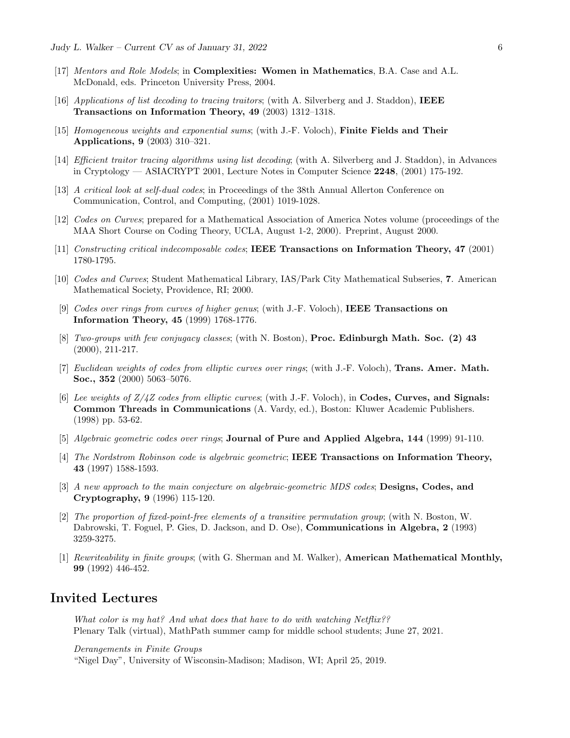[17] *Mentors and Role Models*; in **Complexities: Women in Mathematics**, B.A. Case and A.L. McDonald, eds. Princeton University Press, 2004.

[16] *Applications of list decoding to tracing traitors*; (with A. Silverberg and J. Staddon), **IEEE Transactions on Information Theory, 49** (2003) 1312–1318.

[15] *Homogeneous weights and exponential sums*; (with J.-F. Voloch), **Finite Fields and Their Applications, 9** (2003) 310–321.

[14] *Efficient traitor tracing algorithms using list decoding*; (with A. Silverberg and J. Staddon), in Advances in Cryptology — ASIACRYPT 2001, Lecture Notes in Computer Science **2248**, (2001) 175-192.

[13] *A critical look at self-dual codes*; in Proceedings of the 38th Annual Allerton Conference on Communication, Control, and Computing, (2001) 1019-1028.

[12] *Codes on Curves*; prepared for a Mathematical Association of America Notes volume (proceedings of the MAA Short Course on Coding Theory, UCLA, August 1-2, 2000). Preprint, August 2000.

[11] *Constructing critical indecomposable codes*; **IEEE Transactions on Information Theory, 47** (2001) 1780-1795.

[10] *Codes and Curves*; Student Mathematical Library, IAS/Park City Mathematical Subseries, **7**. American Mathematical Society, Providence, RI; 2000.

[9] *Codes over rings from curves of higher genus*; (with J.-F. Voloch), **IEEE Transactions on Information Theory, 45** (1999) 1768-1776.

[8] *Two-groups with few conjugacy classes*; (with N. Boston), **Proc. Edinburgh Math. Soc. (2) 43** (2000), 211-217.

[7] *Euclidean weights of codes from elliptic curves over rings*; (with J.-F. Voloch), **Trans. Amer. Math. Soc., 352** (2000) 5063–5076.

[6] *Lee weights of Z/4Z codes from elliptic curves*; (with J.-F. Voloch), in **Codes, Curves, and Signals: Common Threads in Communications** (A. Vardy, ed.), Boston: Kluwer Academic Publishers. (1998) pp. 53-62.

[5] *Algebraic geometric codes over rings*; **Journal of Pure and Applied Algebra, 144** (1999) 91-110.

[4] *The Nordstrom Robinson code is algebraic geometric*; **IEEE Transactions on Information Theory, 43** (1997) 1588-1593.

[3] *A new approach to the main conjecture on algebraic-geometric MDS codes*; **Designs, Codes, and Cryptography, 9** (1996) 115-120.

[2] *The proportion of fixed-point-free elements of a transitive permutation group*; (with N. Boston, W. Dabrowski, T. Foguel, P. Gies, D. Jackson, and D. Ose), **Communications in Algebra, 2** (1993) 3259-3275.

[1] *Rewriteability in finite groups*; (with G. Sherman and M. Walker), **American Mathematical Monthly, 99** (1992) 446-452.

# Invited Lectures

*What color is my hat? And what does that have to do with watching Netflix??*
Plenary Talk (virtual), MathPath summer camp for middle school students; June 27, 2021.

*Derangements in Finite Groups*
"Nigel Day", University of Wisconsin-Madison; Madison, WI; April 25, 2019.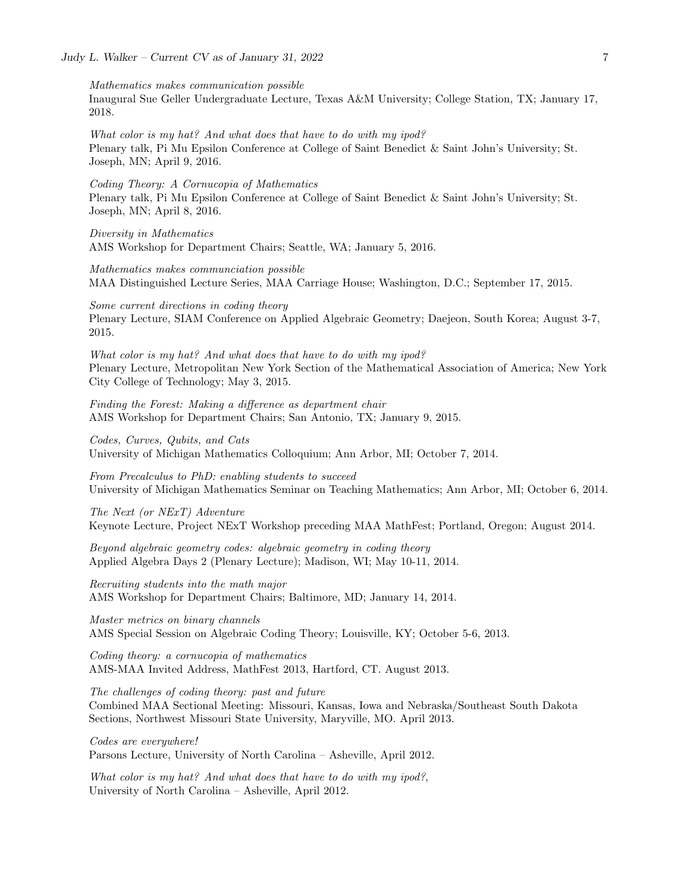*Mathematics makes communication possible*
Inaugural Sue Geller Undergraduate Lecture, Texas A&M University; College Station, TX; January 17, 2018.

*What color is my hat? And what does that have to do with my ipod?*
Plenary talk, Pi Mu Epsilon Conference at College of Saint Benedict & Saint John's University; St. Joseph, MN; April 9, 2016.

*Coding Theory: A Cornucopia of Mathematics*
Plenary talk, Pi Mu Epsilon Conference at College of Saint Benedict & Saint John's University; St. Joseph, MN; April 8, 2016.

*Diversity in Mathematics*
AMS Workshop for Department Chairs; Seattle, WA; January 5, 2016.

*Mathematics makes communciation possible*
MAA Distinguished Lecture Series, MAA Carriage House; Washington, D.C.; September 17, 2015.

*Some current directions in coding theory*
Plenary Lecture, SIAM Conference on Applied Algebraic Geometry; Daejeon, South Korea; August 3-7, 2015.

*What color is my hat? And what does that have to do with my ipod?*
Plenary Lecture, Metropolitan New York Section of the Mathematical Association of America; New York City College of Technology; May 3, 2015.

*Finding the Forest: Making a difference as department chair*
AMS Workshop for Department Chairs; San Antonio, TX; January 9, 2015.

*Codes, Curves, Qubits, and Cats*
University of Michigan Mathematics Colloquium; Ann Arbor, MI; October 7, 2014.

*From Precalculus to PhD: enabling students to succeed*
University of Michigan Mathematics Seminar on Teaching Mathematics; Ann Arbor, MI; October 6, 2014.

*The Next (or NExT) Adventure*
Keynote Lecture, Project NExT Workshop preceding MAA MathFest; Portland, Oregon; August 2014.

*Beyond algebraic geometry codes: algebraic geometry in coding theory*
Applied Algebra Days 2 (Plenary Lecture); Madison, WI; May 10-11, 2014.

*Recruiting students into the math major*
AMS Workshop for Department Chairs; Baltimore, MD; January 14, 2014.

*Master metrics on binary channels*
AMS Special Session on Algebraic Coding Theory; Louisville, KY; October 5-6, 2013.

*Coding theory: a cornucopia of mathematics*
AMS-MAA Invited Address, MathFest 2013, Hartford, CT. August 2013.

*The challenges of coding theory: past and future*
Combined MAA Sectional Meeting: Missouri, Kansas, Iowa and Nebraska/Southeast South Dakota Sections, Northwest Missouri State University, Maryville, MO. April 2013.

*Codes are everywhere!*
Parsons Lecture, University of North Carolina – Asheville, April 2012.

*What color is my hat? And what does that have to do with my ipod?*,
University of North Carolina – Asheville, April 2012.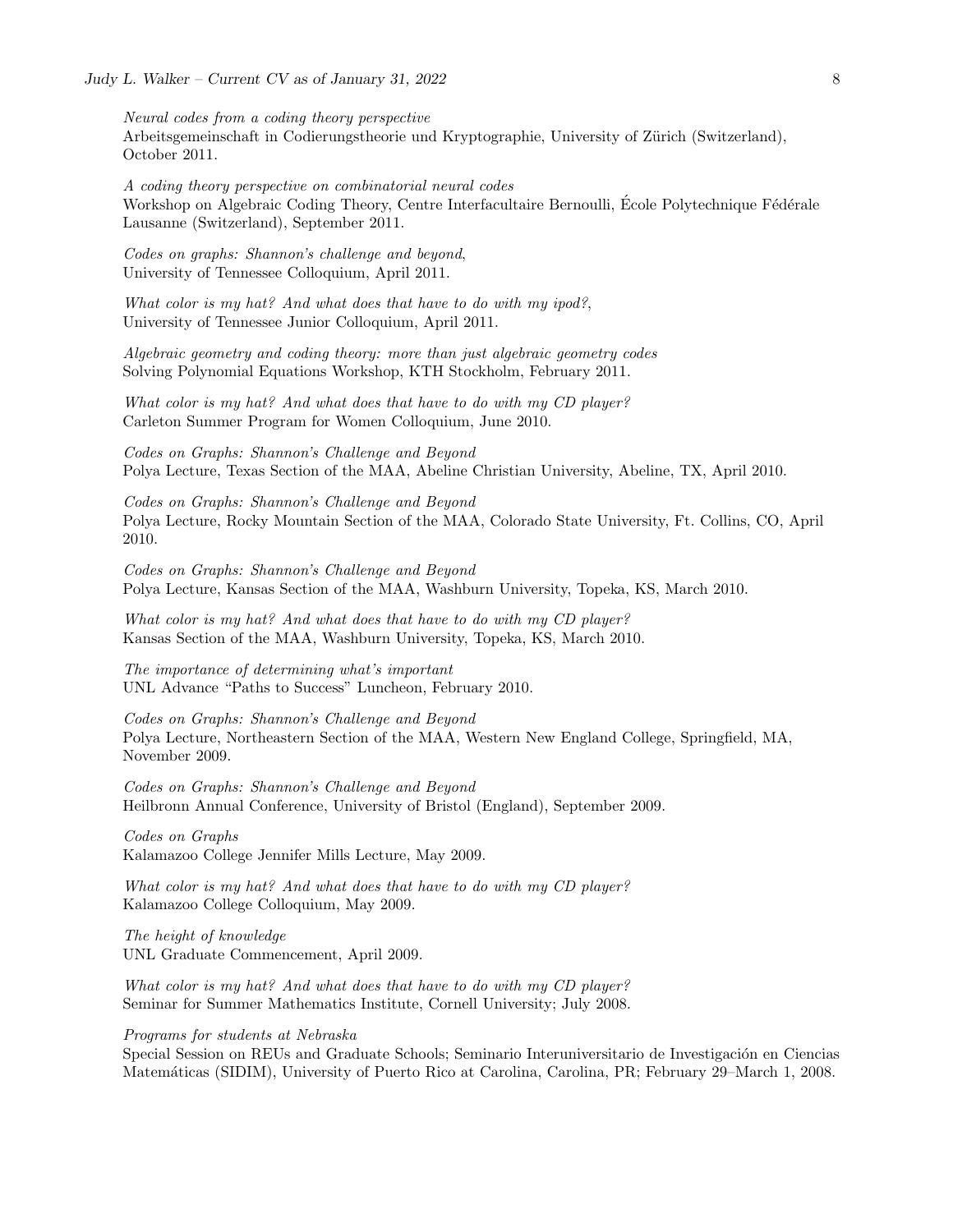*Neural codes from a coding theory perspective*
Arbeitsgemeinschaft in Codierungstheorie und Kryptographie, University of Zürich (Switzerland), October 2011.

*A coding theory perspective on combinatorial neural codes*
Workshop on Algebraic Coding Theory, Centre Interfacultaire Bernoulli, École Polytechnique Fédérale Lausanne (Switzerland), September 2011.

*Codes on graphs: Shannon's challenge and beyond*,
University of Tennessee Colloquium, April 2011.

*What color is my hat? And what does that have to do with my ipod?*,
University of Tennessee Junior Colloquium, April 2011.

*Algebraic geometry and coding theory: more than just algebraic geometry codes*
Solving Polynomial Equations Workshop, KTH Stockholm, February 2011.

*What color is my hat? And what does that have to do with my CD player?*
Carleton Summer Program for Women Colloquium, June 2010.

*Codes on Graphs: Shannon's Challenge and Beyond*
Polya Lecture, Texas Section of the MAA, Abeline Christian University, Abeline, TX, April 2010.

*Codes on Graphs: Shannon's Challenge and Beyond*
Polya Lecture, Rocky Mountain Section of the MAA, Colorado State University, Ft. Collins, CO, April 2010.

*Codes on Graphs: Shannon's Challenge and Beyond*
Polya Lecture, Kansas Section of the MAA, Washburn University, Topeka, KS, March 2010.

*What color is my hat? And what does that have to do with my CD player?*
Kansas Section of the MAA, Washburn University, Topeka, KS, March 2010.

*The importance of determining what's important*
UNL Advance "Paths to Success" Luncheon, February 2010.

*Codes on Graphs: Shannon's Challenge and Beyond*
Polya Lecture, Northeastern Section of the MAA, Western New England College, Springfield, MA, November 2009.

*Codes on Graphs: Shannon's Challenge and Beyond*
Heilbronn Annual Conference, University of Bristol (England), September 2009.

*Codes on Graphs*
Kalamazoo College Jennifer Mills Lecture, May 2009.

*What color is my hat? And what does that have to do with my CD player?*
Kalamazoo College Colloquium, May 2009.

*The height of knowledge*
UNL Graduate Commencement, April 2009.

*What color is my hat? And what does that have to do with my CD player?*
Seminar for Summer Mathematics Institute, Cornell University; July 2008.

*Programs for students at Nebraska*
Special Session on REUs and Graduate Schools; Seminario Interuniversitario de Investigación en Ciencias Matemáticas (SIDIM), University of Puerto Rico at Carolina, Carolina, PR; February 29–March 1, 2008.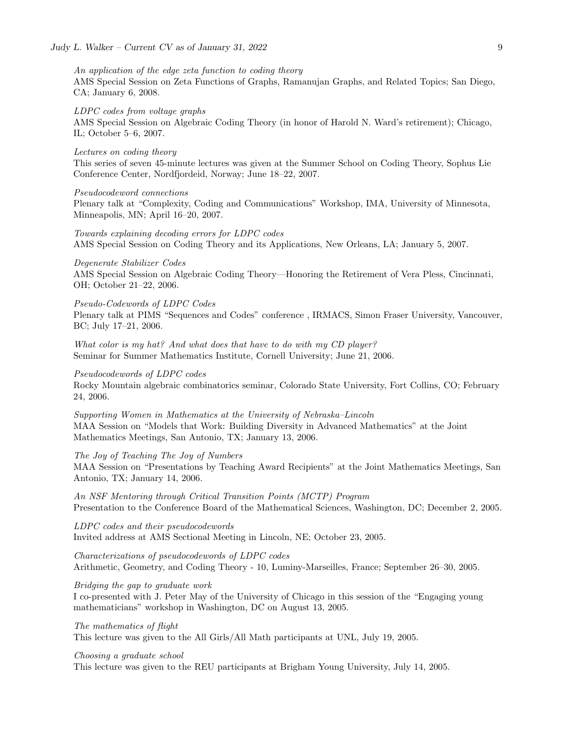*An application of the edge zeta function to coding theory*
AMS Special Session on Zeta Functions of Graphs, Ramanujan Graphs, and Related Topics; San Diego, CA; January 6, 2008.

*LDPC codes from voltage graphs*
AMS Special Session on Algebraic Coding Theory (in honor of Harold N. Ward's retirement); Chicago, IL; October 5–6, 2007.

*Lectures on coding theory*
This series of seven 45-minute lectures was given at the Summer School on Coding Theory, Sophus Lie Conference Center, Nordfjordeid, Norway; June 18–22, 2007.

*Pseudocodeword connections*
Plenary talk at "Complexity, Coding and Communications" Workshop, IMA, University of Minnesota, Minneapolis, MN; April 16–20, 2007.

*Towards explaining decoding errors for LDPC codes*
AMS Special Session on Coding Theory and its Applications, New Orleans, LA; January 5, 2007.

*Degenerate Stabilizer Codes*
AMS Special Session on Algebraic Coding Theory—Honoring the Retirement of Vera Pless, Cincinnati, OH; October 21–22, 2006.

*Pseudo-Codewords of LDPC Codes*
Plenary talk at PIMS "Sequences and Codes" conference , IRMACS, Simon Fraser University, Vancouver, BC; July 17–21, 2006.

*What color is my hat? And what does that have to do with my CD player?*
Seminar for Summer Mathematics Institute, Cornell University; June 21, 2006.

*Pseudocodewords of LDPC codes*
Rocky Mountain algebraic combinatorics seminar, Colorado State University, Fort Collins, CO; February 24, 2006.

*Supporting Women in Mathematics at the University of Nebraska–Lincoln*
MAA Session on "Models that Work: Building Diversity in Advanced Mathematics" at the Joint Mathematics Meetings, San Antonio, TX; January 13, 2006.

*The Joy of Teaching The Joy of Numbers*
MAA Session on "Presentations by Teaching Award Recipients" at the Joint Mathematics Meetings, San Antonio, TX; January 14, 2006.

*An NSF Mentoring through Critical Transition Points (MCTP) Program*
Presentation to the Conference Board of the Mathematical Sciences, Washington, DC; December 2, 2005.

*LDPC codes and their pseudocodewords*
Invited address at AMS Sectional Meeting in Lincoln, NE; October 23, 2005.

*Characterizations of pseudocodewords of LDPC codes*
Arithmetic, Geometry, and Coding Theory - 10, Luminy-Marseilles, France; September 26–30, 2005.

*Bridging the gap to graduate work*
I co-presented with J. Peter May of the University of Chicago in this session of the "Engaging young mathematicians" workshop in Washington, DC on August 13, 2005.

*The mathematics of flight*
This lecture was given to the All Girls/All Math participants at UNL, July 19, 2005.

*Choosing a graduate school*
This lecture was given to the REU participants at Brigham Young University, July 14, 2005.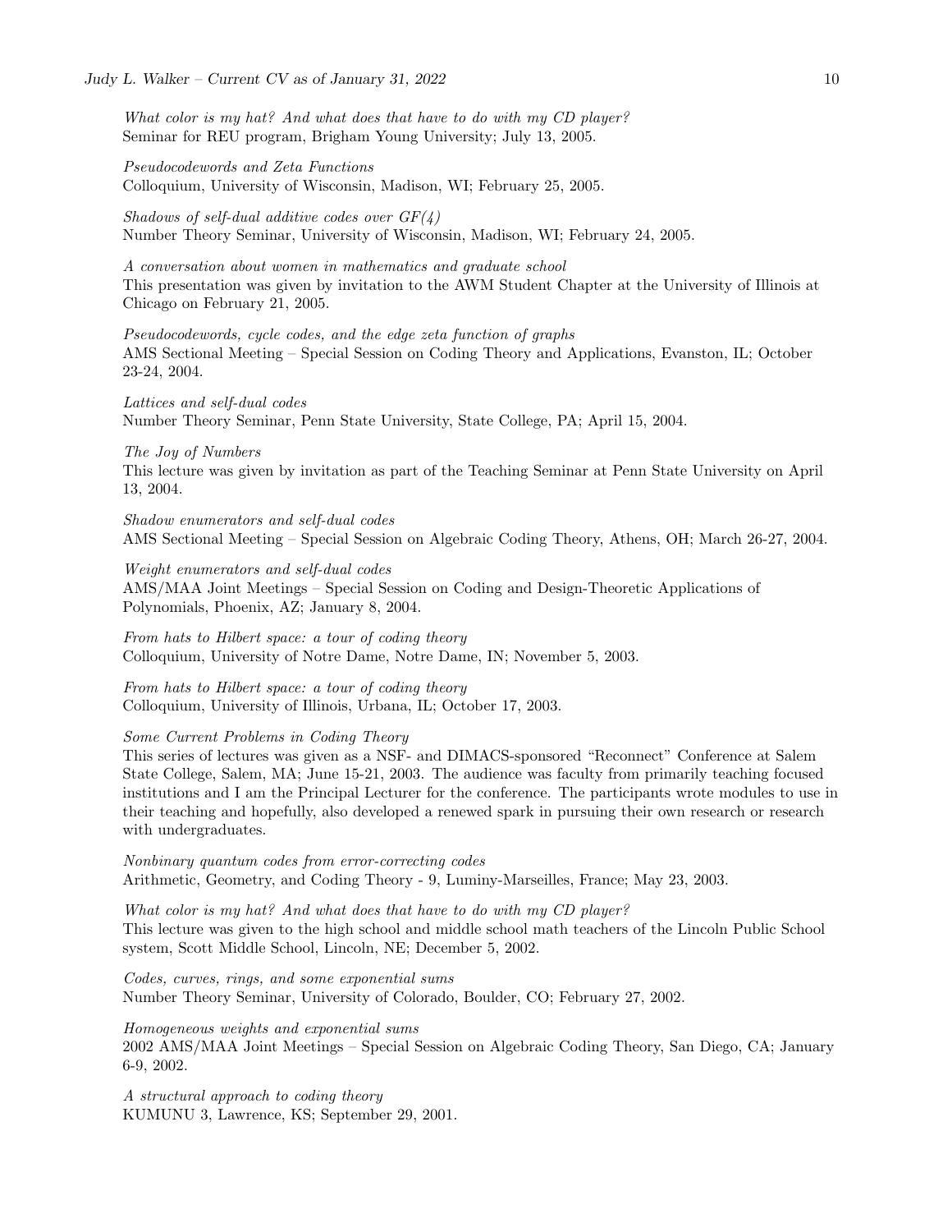*What color is my hat? And what does that have to do with my CD player?*
Seminar for REU program, Brigham Young University; July 13, 2005.

*Pseudocodewords and Zeta Functions*
Colloquium, University of Wisconsin, Madison, WI; February 25, 2005.

*Shadows of self-dual additive codes over GF(4)*
Number Theory Seminar, University of Wisconsin, Madison, WI; February 24, 2005.

*A conversation about women in mathematics and graduate school*
This presentation was given by invitation to the AWM Student Chapter at the University of Illinois at Chicago on February 21, 2005.

*Pseudocodewords, cycle codes, and the edge zeta function of graphs*
AMS Sectional Meeting – Special Session on Coding Theory and Applications, Evanston, IL; October 23-24, 2004.

*Lattices and self-dual codes*
Number Theory Seminar, Penn State University, State College, PA; April 15, 2004.

*The Joy of Numbers*
This lecture was given by invitation as part of the Teaching Seminar at Penn State University on April 13, 2004.

*Shadow enumerators and self-dual codes*
AMS Sectional Meeting – Special Session on Algebraic Coding Theory, Athens, OH; March 26-27, 2004.

*Weight enumerators and self-dual codes*
AMS/MAA Joint Meetings – Special Session on Coding and Design-Theoretic Applications of Polynomials, Phoenix, AZ; January 8, 2004.

*From hats to Hilbert space: a tour of coding theory*
Colloquium, University of Notre Dame, Notre Dame, IN; November 5, 2003.

*From hats to Hilbert space: a tour of coding theory*
Colloquium, University of Illinois, Urbana, IL; October 17, 2003.

*Some Current Problems in Coding Theory*
This series of lectures was given as a NSF- and DIMACS-sponsored "Reconnect" Conference at Salem State College, Salem, MA; June 15-21, 2003. The audience was faculty from primarily teaching focused institutions and I am the Principal Lecturer for the conference. The participants wrote modules to use in their teaching and hopefully, also developed a renewed spark in pursuing their own research or research with undergraduates.

*Nonbinary quantum codes from error-correcting codes*
Arithmetic, Geometry, and Coding Theory - 9, Luminy-Marseilles, France; May 23, 2003.

*What color is my hat? And what does that have to do with my CD player?*
This lecture was given to the high school and middle school math teachers of the Lincoln Public School system, Scott Middle School, Lincoln, NE; December 5, 2002.

*Codes, curves, rings, and some exponential sums*
Number Theory Seminar, University of Colorado, Boulder, CO; February 27, 2002.

*Homogeneous weights and exponential sums*
2002 AMS/MAA Joint Meetings – Special Session on Algebraic Coding Theory, San Diego, CA; January 6-9, 2002.

*A structural approach to coding theory*
KUMUNU 3, Lawrence, KS; September 29, 2001.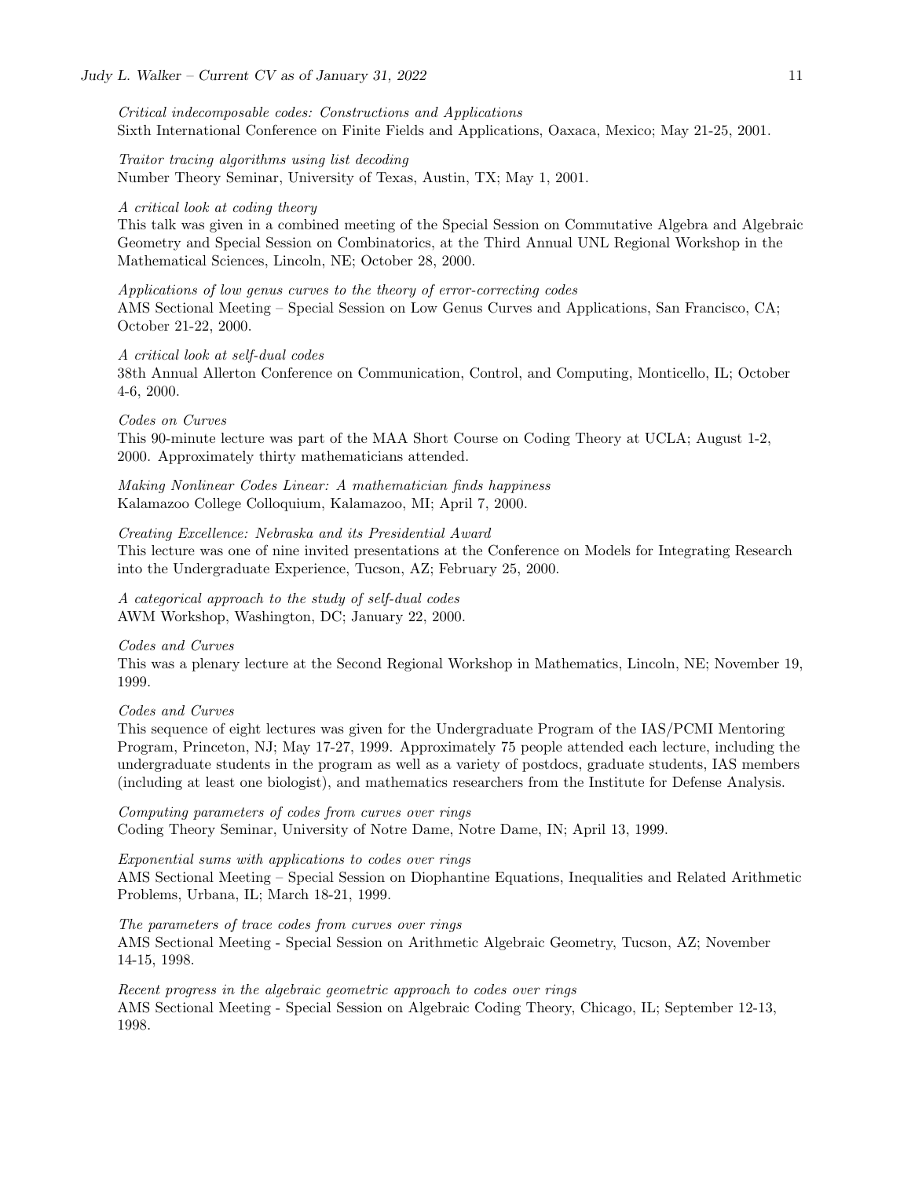*Critical indecomposable codes: Constructions and Applications*
Sixth International Conference on Finite Fields and Applications, Oaxaca, Mexico; May 21-25, 2001.

*Traitor tracing algorithms using list decoding*
Number Theory Seminar, University of Texas, Austin, TX; May 1, 2001.

*A critical look at coding theory*
This talk was given in a combined meeting of the Special Session on Commutative Algebra and Algebraic Geometry and Special Session on Combinatorics, at the Third Annual UNL Regional Workshop in the Mathematical Sciences, Lincoln, NE; October 28, 2000.

*Applications of low genus curves to the theory of error-correcting codes*
AMS Sectional Meeting – Special Session on Low Genus Curves and Applications, San Francisco, CA; October 21-22, 2000.

*A critical look at self-dual codes*
38th Annual Allerton Conference on Communication, Control, and Computing, Monticello, IL; October 4-6, 2000.

*Codes on Curves*
This 90-minute lecture was part of the MAA Short Course on Coding Theory at UCLA; August 1-2, 2000. Approximately thirty mathematicians attended.

*Making Nonlinear Codes Linear: A mathematician finds happiness*
Kalamazoo College Colloquium, Kalamazoo, MI; April 7, 2000.

*Creating Excellence: Nebraska and its Presidential Award*
This lecture was one of nine invited presentations at the Conference on Models for Integrating Research into the Undergraduate Experience, Tucson, AZ; February 25, 2000.

*A categorical approach to the study of self-dual codes*
AWM Workshop, Washington, DC; January 22, 2000.

*Codes and Curves*
This was a plenary lecture at the Second Regional Workshop in Mathematics, Lincoln, NE; November 19, 1999.

*Codes and Curves*
This sequence of eight lectures was given for the Undergraduate Program of the IAS/PCMI Mentoring Program, Princeton, NJ; May 17-27, 1999. Approximately 75 people attended each lecture, including the undergraduate students in the program as well as a variety of postdocs, graduate students, IAS members (including at least one biologist), and mathematics researchers from the Institute for Defense Analysis.

*Computing parameters of codes from curves over rings*
Coding Theory Seminar, University of Notre Dame, Notre Dame, IN; April 13, 1999.

*Exponential sums with applications to codes over rings*
AMS Sectional Meeting – Special Session on Diophantine Equations, Inequalities and Related Arithmetic Problems, Urbana, IL; March 18-21, 1999.

*The parameters of trace codes from curves over rings*
AMS Sectional Meeting - Special Session on Arithmetic Algebraic Geometry, Tucson, AZ; November 14-15, 1998.

*Recent progress in the algebraic geometric approach to codes over rings*
AMS Sectional Meeting - Special Session on Algebraic Coding Theory, Chicago, IL; September 12-13, 1998.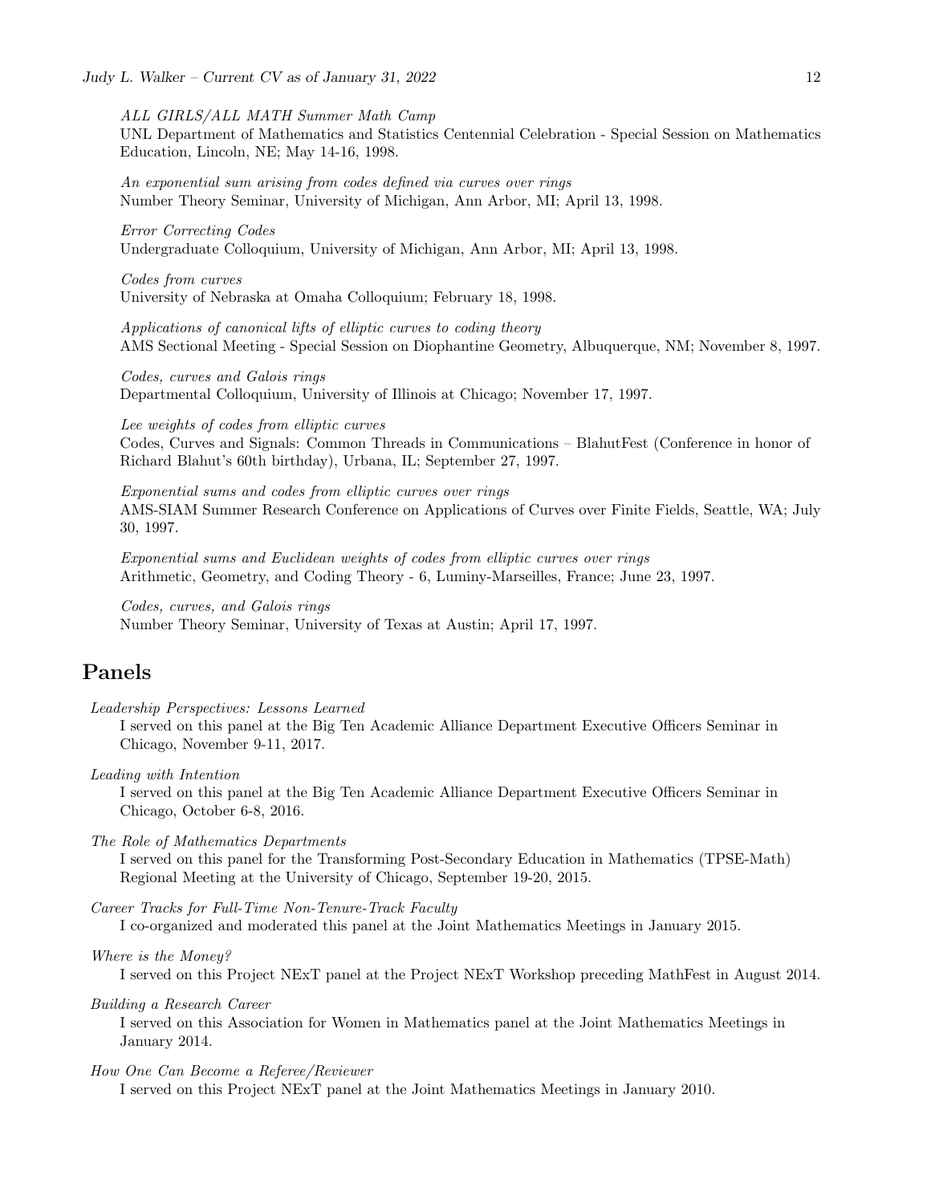*ALL GIRLS/ALL MATH Summer Math Camp*
UNL Department of Mathematics and Statistics Centennial Celebration - Special Session on Mathematics Education, Lincoln, NE; May 14-16, 1998.

*An exponential sum arising from codes defined via curves over rings*
Number Theory Seminar, University of Michigan, Ann Arbor, MI; April 13, 1998.

*Error Correcting Codes*
Undergraduate Colloquium, University of Michigan, Ann Arbor, MI; April 13, 1998.

*Codes from curves*
University of Nebraska at Omaha Colloquium; February 18, 1998.

*Applications of canonical lifts of elliptic curves to coding theory*
AMS Sectional Meeting - Special Session on Diophantine Geometry, Albuquerque, NM; November 8, 1997.

*Codes, curves and Galois rings*
Departmental Colloquium, University of Illinois at Chicago; November 17, 1997.

*Lee weights of codes from elliptic curves*
Codes, Curves and Signals: Common Threads in Communications – BlahutFest (Conference in honor of Richard Blahut's 60th birthday), Urbana, IL; September 27, 1997.

*Exponential sums and codes from elliptic curves over rings*
AMS-SIAM Summer Research Conference on Applications of Curves over Finite Fields, Seattle, WA; July 30, 1997.

*Exponential sums and Euclidean weights of codes from elliptic curves over rings*
Arithmetic, Geometry, and Coding Theory - 6, Luminy-Marseilles, France; June 23, 1997.

*Codes, curves, and Galois rings*
Number Theory Seminar, University of Texas at Austin; April 17, 1997.

## Panels

*Leadership Perspectives: Lessons Learned*
I served on this panel at the Big Ten Academic Alliance Department Executive Officers Seminar in Chicago, November 9-11, 2017.

*Leading with Intention*
I served on this panel at the Big Ten Academic Alliance Department Executive Officers Seminar in Chicago, October 6-8, 2016.

*The Role of Mathematics Departments*
I served on this panel for the Transforming Post-Secondary Education in Mathematics (TPSE-Math) Regional Meeting at the University of Chicago, September 19-20, 2015.

*Career Tracks for Full-Time Non-Tenure-Track Faculty*
I co-organized and moderated this panel at the Joint Mathematics Meetings in January 2015.

*Where is the Money?*
I served on this Project NExT panel at the Project NExT Workshop preceding MathFest in August 2014.

*Building a Research Career*
I served on this Association for Women in Mathematics panel at the Joint Mathematics Meetings in January 2014.

*How One Can Become a Referee/Reviewer*
I served on this Project NExT panel at the Joint Mathematics Meetings in January 2010.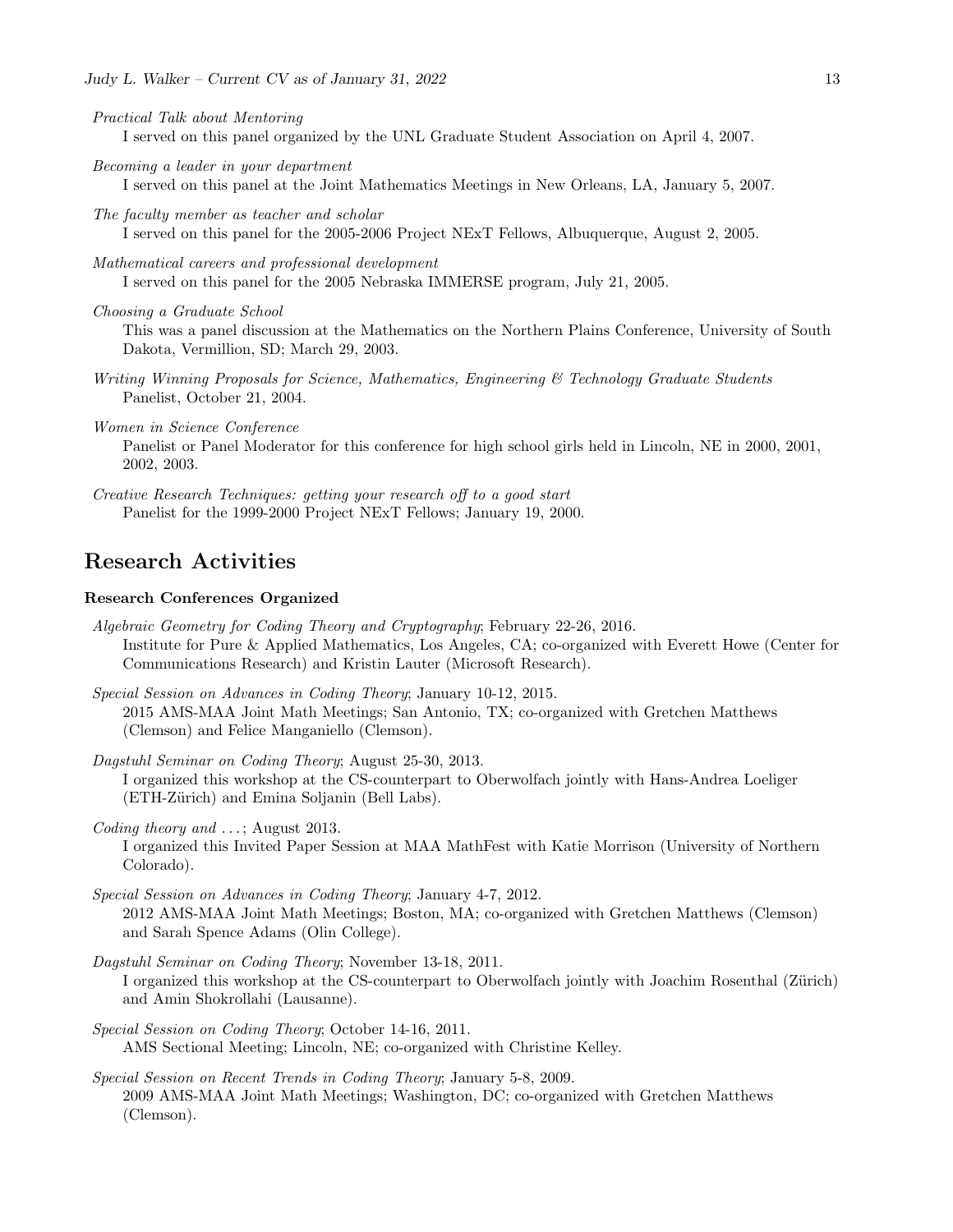*Practical Talk about Mentoring*
I served on this panel organized by the UNL Graduate Student Association on April 4, 2007.

*Becoming a leader in your department*
I served on this panel at the Joint Mathematics Meetings in New Orleans, LA, January 5, 2007.

*The faculty member as teacher and scholar*
I served on this panel for the 2005-2006 Project NExT Fellows, Albuquerque, August 2, 2005.

*Mathematical careers and professional development*
I served on this panel for the 2005 Nebraska IMMERSE program, July 21, 2005.

*Choosing a Graduate School*
This was a panel discussion at the Mathematics on the Northern Plains Conference, University of South Dakota, Vermillion, SD; March 29, 2003.

*Writing Winning Proposals for Science, Mathematics, Engineering & Technology Graduate Students*
Panelist, October 21, 2004.

*Women in Science Conference*
Panelist or Panel Moderator for this conference for high school girls held in Lincoln, NE in 2000, 2001, 2002, 2003.

*Creative Research Techniques: getting your research off to a good start*
Panelist for the 1999-2000 Project NExT Fellows; January 19, 2000.

## Research Activities

### Research Conferences Organized

*Algebraic Geometry for Coding Theory and Cryptography*; February 22-26, 2016.
Institute for Pure & Applied Mathematics, Los Angeles, CA; co-organized with Everett Howe (Center for Communications Research) and Kristin Lauter (Microsoft Research).

*Special Session on Advances in Coding Theory*; January 10-12, 2015.
2015 AMS-MAA Joint Math Meetings; San Antonio, TX; co-organized with Gretchen Matthews (Clemson) and Felice Manganiello (Clemson).

*Dagstuhl Seminar on Coding Theory*; August 25-30, 2013.
I organized this workshop at the CS-counterpart to Oberwolfach jointly with Hans-Andrea Loeliger (ETH-Zürich) and Emina Soljanin (Bell Labs).

*Coding theory and ...*; August 2013.
I organized this Invited Paper Session at MAA MathFest with Katie Morrison (University of Northern Colorado).

*Special Session on Advances in Coding Theory*; January 4-7, 2012.
2012 AMS-MAA Joint Math Meetings; Boston, MA; co-organized with Gretchen Matthews (Clemson) and Sarah Spence Adams (Olin College).

*Dagstuhl Seminar on Coding Theory*; November 13-18, 2011.
I organized this workshop at the CS-counterpart to Oberwolfach jointly with Joachim Rosenthal (Zürich) and Amin Shokrollahi (Lausanne).

*Special Session on Coding Theory*; October 14-16, 2011.
AMS Sectional Meeting; Lincoln, NE; co-organized with Christine Kelley.

*Special Session on Recent Trends in Coding Theory*; January 5-8, 2009.
2009 AMS-MAA Joint Math Meetings; Washington, DC; co-organized with Gretchen Matthews (Clemson).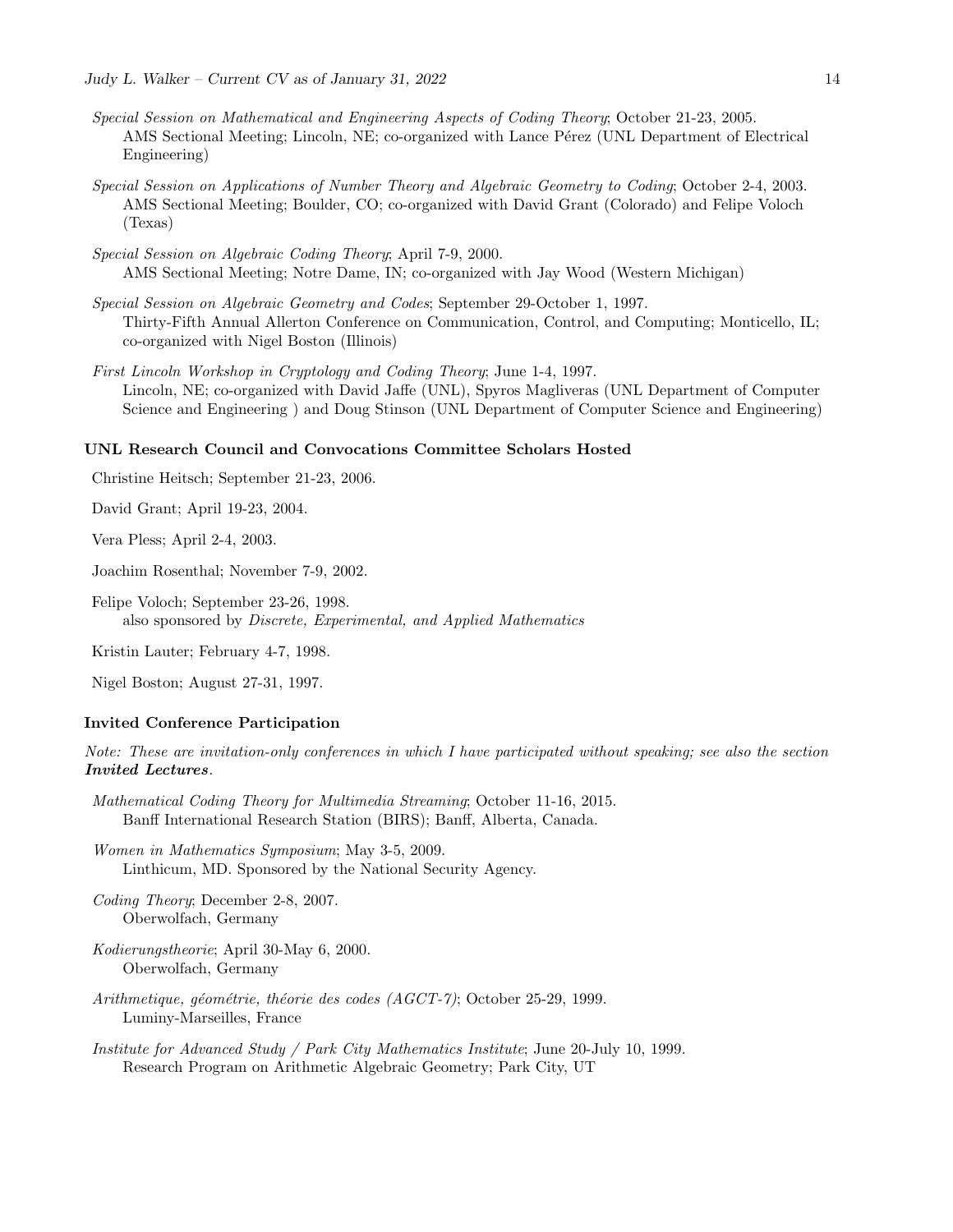*Special Session on Mathematical and Engineering Aspects of Coding Theory*; October 21-23, 2005.
AMS Sectional Meeting; Lincoln, NE; co-organized with Lance Pérez (UNL Department of Electrical Engineering)

*Special Session on Applications of Number Theory and Algebraic Geometry to Coding*; October 2-4, 2003.
AMS Sectional Meeting; Boulder, CO; co-organized with David Grant (Colorado) and Felipe Voloch (Texas)

*Special Session on Algebraic Coding Theory*; April 7-9, 2000.
AMS Sectional Meeting; Notre Dame, IN; co-organized with Jay Wood (Western Michigan)

*Special Session on Algebraic Geometry and Codes*; September 29-October 1, 1997.
Thirty-Fifth Annual Allerton Conference on Communication, Control, and Computing; Monticello, IL; co-organized with Nigel Boston (Illinois)

*First Lincoln Workshop in Cryptology and Coding Theory*; June 1-4, 1997.
Lincoln, NE; co-organized with David Jaffe (UNL), Spyros Magliveras (UNL Department of Computer Science and Engineering ) and Doug Stinson (UNL Department of Computer Science and Engineering)

### UNL Research Council and Convocations Committee Scholars Hosted

Christine Heitsch; September 21-23, 2006.

David Grant; April 19-23, 2004.

Vera Pless; April 2-4, 2003.

Joachim Rosenthal; November 7-9, 2002.

Felipe Voloch; September 23-26, 1998.
also sponsored by *Discrete, Experimental, and Applied Mathematics*

Kristin Lauter; February 4-7, 1998.

Nigel Boston; August 27-31, 1997.

### Invited Conference Participation

*Note: These are invitation-only conferences in which I have participated without speaking; see also the section* ***Invited Lectures****.*

*Mathematical Coding Theory for Multimedia Streaming*; October 11-16, 2015.
Banff International Research Station (BIRS); Banff, Alberta, Canada.

*Women in Mathematics Symposium*; May 3-5, 2009.
Linthicum, MD. Sponsored by the National Security Agency.

*Coding Theory*; December 2-8, 2007.
Oberwolfach, Germany

*Kodierungstheorie*; April 30-May 6, 2000.
Oberwolfach, Germany

*Arithmetique, géométrie, théorie des codes (AGCT-7)*; October 25-29, 1999.
Luminy-Marseilles, France

*Institute for Advanced Study / Park City Mathematics Institute*; June 20-July 10, 1999.
Research Program on Arithmetic Algebraic Geometry; Park City, UT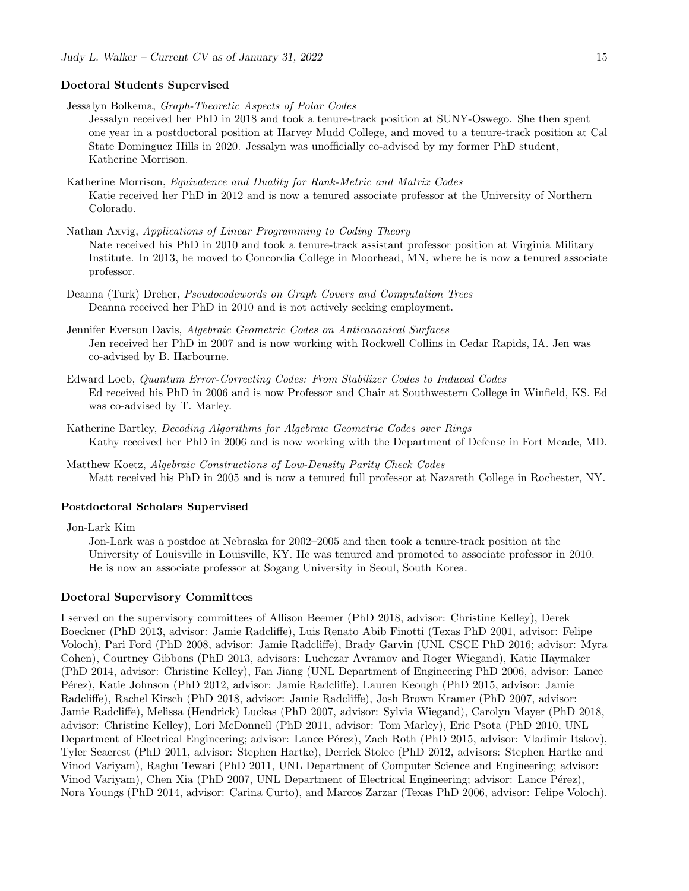### Doctoral Students Supervised

Jessalyn Bolkema, *Graph-Theoretic Aspects of Polar Codes*
Jessalyn received her PhD in 2018 and took a tenure-track position at SUNY-Oswego. She then spent one year in a postdoctoral position at Harvey Mudd College, and moved to a tenure-track position at Cal State Dominguez Hills in 2020. Jessalyn was unofficially co-advised by my former PhD student, Katherine Morrison.

Katherine Morrison, *Equivalence and Duality for Rank-Metric and Matrix Codes*
Katie received her PhD in 2012 and is now a tenured associate professor at the University of Northern Colorado.

Nathan Axvig, *Applications of Linear Programming to Coding Theory*
Nate received his PhD in 2010 and took a tenure-track assistant professor position at Virginia Military Institute. In 2013, he moved to Concordia College in Moorhead, MN, where he is now a tenured associate professor.

Deanna (Turk) Dreher, *Pseudocodewords on Graph Covers and Computation Trees*
Deanna received her PhD in 2010 and is not actively seeking employment.

Jennifer Everson Davis, *Algebraic Geometric Codes on Anticanonical Surfaces*
Jen received her PhD in 2007 and is now working with Rockwell Collins in Cedar Rapids, IA. Jen was co-advised by B. Harbourne.

Edward Loeb, *Quantum Error-Correcting Codes: From Stabilizer Codes to Induced Codes*
Ed received his PhD in 2006 and is now Professor and Chair at Southwestern College in Winfield, KS. Ed was co-advised by T. Marley.

Katherine Bartley, *Decoding Algorithms for Algebraic Geometric Codes over Rings*
Kathy received her PhD in 2006 and is now working with the Department of Defense in Fort Meade, MD.

Matthew Koetz, *Algebraic Constructions of Low-Density Parity Check Codes*
Matt received his PhD in 2005 and is now a tenured full professor at Nazareth College in Rochester, NY.

### Postdoctoral Scholars Supervised

Jon-Lark Kim
Jon-Lark was a postdoc at Nebraska for 2002–2005 and then took a tenure-track position at the University of Louisville in Louisville, KY. He was tenured and promoted to associate professor in 2010. He is now an associate professor at Sogang University in Seoul, South Korea.

### Doctoral Supervisory Committees

I served on the supervisory committees of Allison Beemer (PhD 2018, advisor: Christine Kelley), Derek Boeckner (PhD 2013, advisor: Jamie Radcliffe), Luis Renato Abib Finotti (Texas PhD 2001, advisor: Felipe Voloch), Pari Ford (PhD 2008, advisor: Jamie Radcliffe), Brady Garvin (UNL CSCE PhD 2016; advisor: Myra Cohen), Courtney Gibbons (PhD 2013, advisors: Luchezar Avramov and Roger Wiegand), Katie Haymaker (PhD 2014, advisor: Christine Kelley), Fan Jiang (UNL Department of Engineering PhD 2006, advisor: Lance Pérez), Katie Johnson (PhD 2012, advisor: Jamie Radcliffe), Lauren Keough (PhD 2015, advisor: Jamie Radcliffe), Rachel Kirsch (PhD 2018, advisor: Jamie Radcliffe), Josh Brown Kramer (PhD 2007, advisor: Jamie Radcliffe), Melissa (Hendrick) Luckas (PhD 2007, advisor: Sylvia Wiegand), Carolyn Mayer (PhD 2018, advisor: Christine Kelley), Lori McDonnell (PhD 2011, advisor: Tom Marley), Eric Psota (PhD 2010, UNL Department of Electrical Engineering; advisor: Lance Pérez), Zach Roth (PhD 2015, advisor: Vladimir Itskov), Tyler Seacrest (PhD 2011, advisor: Stephen Hartke), Derrick Stolee (PhD 2012, advisors: Stephen Hartke and Vinod Variyam), Raghu Tewari (PhD 2011, UNL Department of Computer Science and Engineering; advisor: Vinod Variyam), Chen Xia (PhD 2007, UNL Department of Electrical Engineering; advisor: Lance Pérez), Nora Youngs (PhD 2014, advisor: Carina Curto), and Marcos Zarzar (Texas PhD 2006, advisor: Felipe Voloch).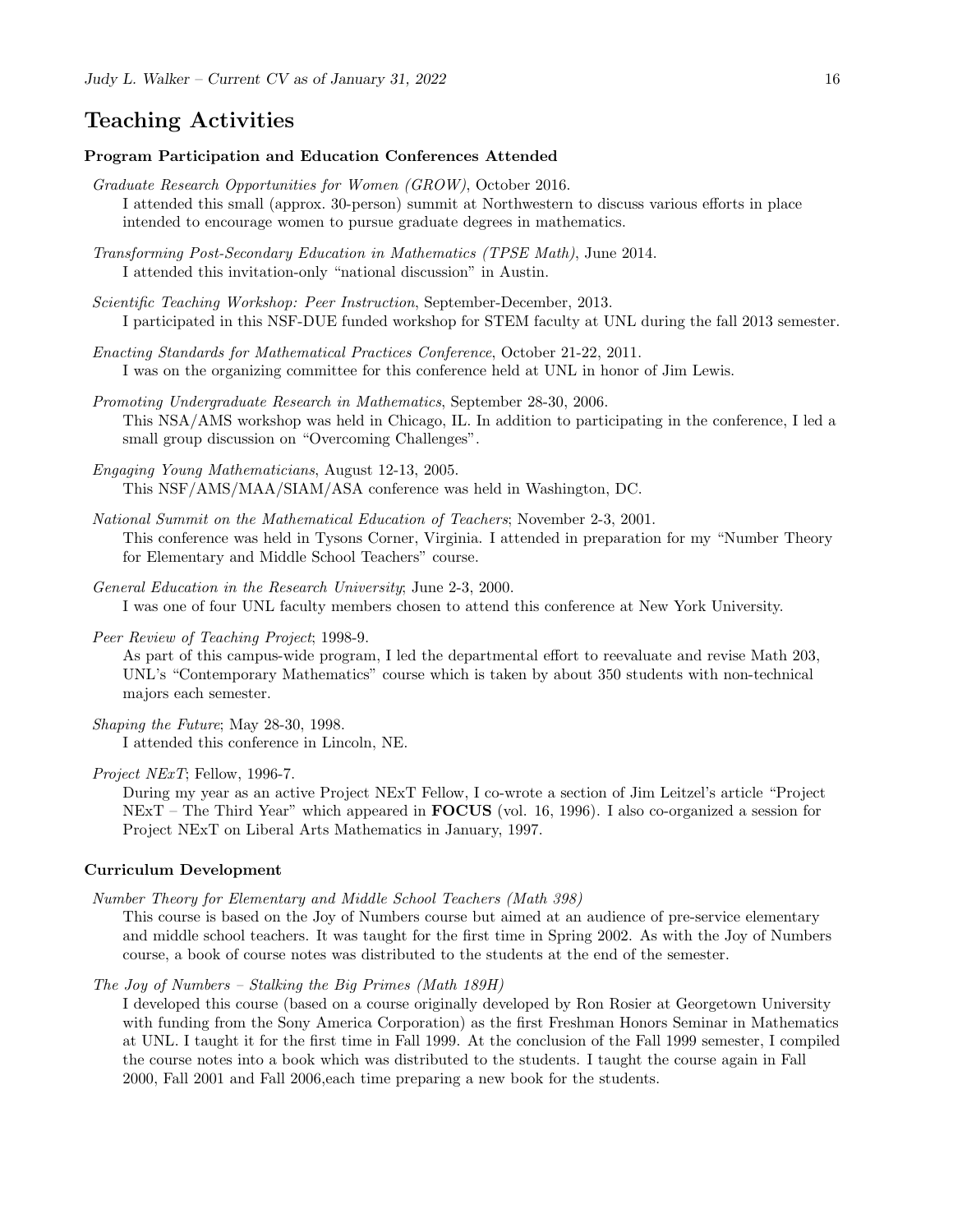# Teaching Activities

### Program Participation and Education Conferences Attended

*Graduate Research Opportunities for Women (GROW)*, October 2016.
I attended this small (approx. 30-person) summit at Northwestern to discuss various efforts in place intended to encourage women to pursue graduate degrees in mathematics.

*Transforming Post-Secondary Education in Mathematics (TPSE Math)*, June 2014.
I attended this invitation-only "national discussion" in Austin.

*Scientific Teaching Workshop: Peer Instruction*, September-December, 2013.
I participated in this NSF-DUE funded workshop for STEM faculty at UNL during the fall 2013 semester.

*Enacting Standards for Mathematical Practices Conference*, October 21-22, 2011.
I was on the organizing committee for this conference held at UNL in honor of Jim Lewis.

*Promoting Undergraduate Research in Mathematics*, September 28-30, 2006.
This NSA/AMS workshop was held in Chicago, IL. In addition to participating in the conference, I led a small group discussion on "Overcoming Challenges".

*Engaging Young Mathematicians*, August 12-13, 2005.
This NSF/AMS/MAA/SIAM/ASA conference was held in Washington, DC.

*National Summit on the Mathematical Education of Teachers*; November 2-3, 2001.
This conference was held in Tysons Corner, Virginia. I attended in preparation for my "Number Theory for Elementary and Middle School Teachers" course.

*General Education in the Research University*; June 2-3, 2000.
I was one of four UNL faculty members chosen to attend this conference at New York University.

*Peer Review of Teaching Project*; 1998-9.
As part of this campus-wide program, I led the departmental effort to reevaluate and revise Math 203, UNL's "Contemporary Mathematics" course which is taken by about 350 students with non-technical majors each semester.

*Shaping the Future*; May 28-30, 1998.
I attended this conference in Lincoln, NE.

*Project NExT*; Fellow, 1996-7.
During my year as an active Project NExT Fellow, I co-wrote a section of Jim Leitzel's article "Project NExT – The Third Year" which appeared in **FOCUS** (vol. 16, 1996). I also co-organized a session for Project NExT on Liberal Arts Mathematics in January, 1997.

### Curriculum Development

*Number Theory for Elementary and Middle School Teachers (Math 398)*
This course is based on the Joy of Numbers course but aimed at an audience of pre-service elementary and middle school teachers. It was taught for the first time in Spring 2002. As with the Joy of Numbers course, a book of course notes was distributed to the students at the end of the semester.

*The Joy of Numbers – Stalking the Big Primes (Math 189H)*
I developed this course (based on a course originally developed by Ron Rosier at Georgetown University with funding from the Sony America Corporation) as the first Freshman Honors Seminar in Mathematics at UNL. I taught it for the first time in Fall 1999. At the conclusion of the Fall 1999 semester, I compiled the course notes into a book which was distributed to the students. I taught the course again in Fall 2000, Fall 2001 and Fall 2006,each time preparing a new book for the students.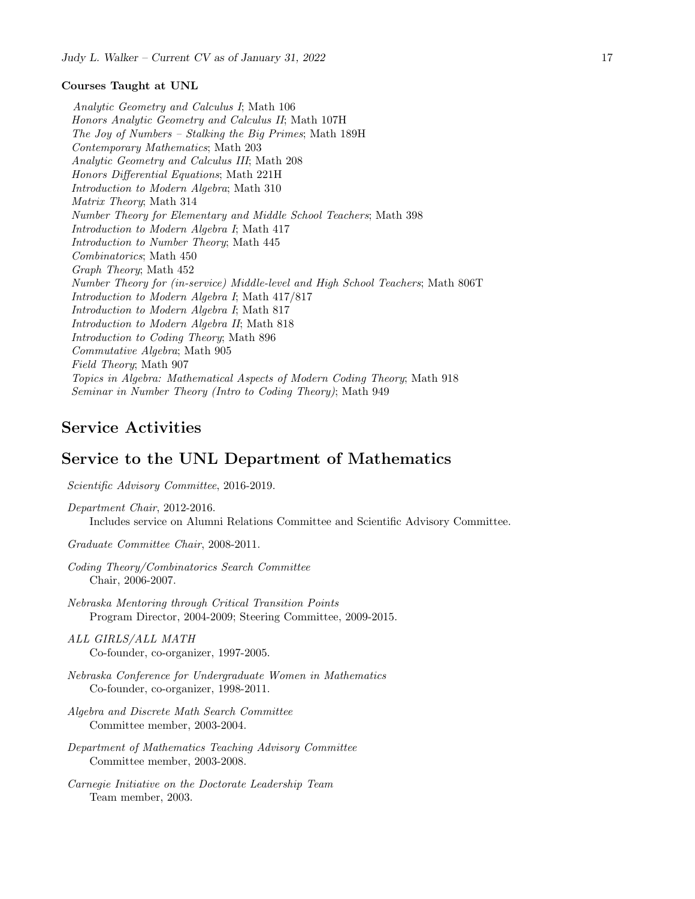**Courses Taught at UNL**

*Analytic Geometry and Calculus I*; Math 106
*Honors Analytic Geometry and Calculus II*; Math 107H
*The Joy of Numbers – Stalking the Big Primes*; Math 189H
*Contemporary Mathematics*; Math 203
*Analytic Geometry and Calculus III*; Math 208
*Honors Differential Equations*; Math 221H
*Introduction to Modern Algebra*; Math 310
*Matrix Theory*; Math 314
*Number Theory for Elementary and Middle School Teachers*; Math 398
*Introduction to Modern Algebra I*; Math 417
*Introduction to Number Theory*; Math 445
*Combinatorics*; Math 450
*Graph Theory*; Math 452
*Number Theory for (in-service) Middle-level and High School Teachers*; Math 806T
*Introduction to Modern Algebra I*; Math 417/817
*Introduction to Modern Algebra I*; Math 817
*Introduction to Modern Algebra II*; Math 818
*Introduction to Coding Theory*; Math 896
*Commutative Algebra*; Math 905
*Field Theory*; Math 907
*Topics in Algebra: Mathematical Aspects of Modern Coding Theory*; Math 918
*Seminar in Number Theory (Intro to Coding Theory)*; Math 949

# Service Activities

## Service to the UNL Department of Mathematics

*Scientific Advisory Committee*, 2016-2019.

*Department Chair*, 2012-2016.
Includes service on Alumni Relations Committee and Scientific Advisory Committee.

*Graduate Committee Chair*, 2008-2011.

*Coding Theory/Combinatorics Search Committee*
Chair, 2006-2007.

*Nebraska Mentoring through Critical Transition Points*
Program Director, 2004-2009; Steering Committee, 2009-2015.

*ALL GIRLS/ALL MATH*
Co-founder, co-organizer, 1997-2005.

*Nebraska Conference for Undergraduate Women in Mathematics*
Co-founder, co-organizer, 1998-2011.

*Algebra and Discrete Math Search Committee*
Committee member, 2003-2004.

*Department of Mathematics Teaching Advisory Committee*
Committee member, 2003-2008.

*Carnegie Initiative on the Doctorate Leadership Team*
Team member, 2003.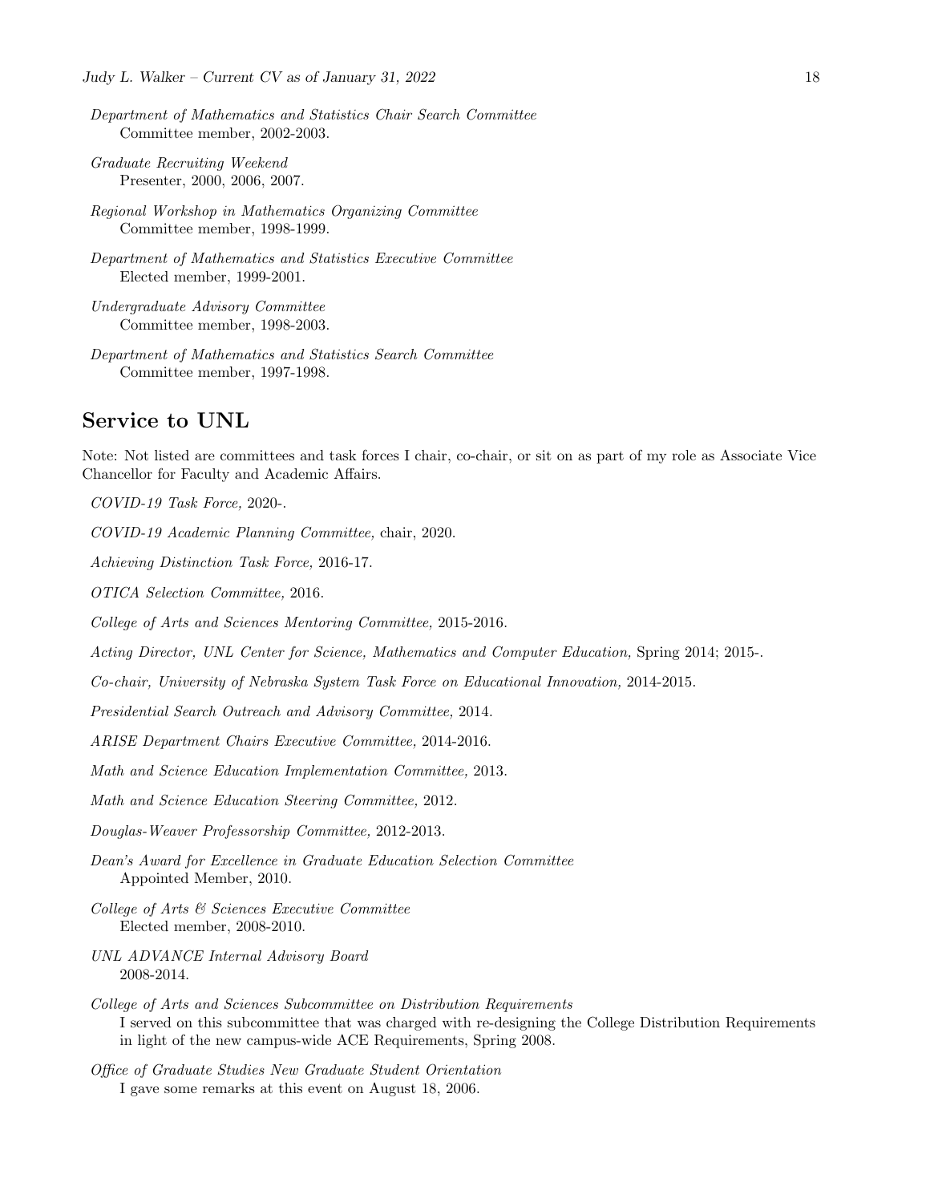*Department of Mathematics and Statistics Chair Search Committee*
Committee member, 2002-2003.

*Graduate Recruiting Weekend*
Presenter, 2000, 2006, 2007.

*Regional Workshop in Mathematics Organizing Committee*
Committee member, 1998-1999.

*Department of Mathematics and Statistics Executive Committee*
Elected member, 1999-2001.

*Undergraduate Advisory Committee*
Committee member, 1998-2003.

*Department of Mathematics and Statistics Search Committee*
Committee member, 1997-1998.

## Service to UNL

Note: Not listed are committees and task forces I chair, co-chair, or sit on as part of my role as Associate Vice Chancellor for Faculty and Academic Affairs.

*COVID-19 Task Force,* 2020-.

*COVID-19 Academic Planning Committee,* chair, 2020.

*Achieving Distinction Task Force,* 2016-17.

*OTICA Selection Committee,* 2016.

*College of Arts and Sciences Mentoring Committee,* 2015-2016.

*Acting Director, UNL Center for Science, Mathematics and Computer Education,* Spring 2014; 2015-.

*Co-chair, University of Nebraska System Task Force on Educational Innovation,* 2014-2015.

*Presidential Search Outreach and Advisory Committee,* 2014.

*ARISE Department Chairs Executive Committee,* 2014-2016.

*Math and Science Education Implementation Committee,* 2013.

*Math and Science Education Steering Committee,* 2012.

*Douglas-Weaver Professorship Committee,* 2012-2013.

*Dean's Award for Excellence in Graduate Education Selection Committee*
Appointed Member, 2010.

*College of Arts & Sciences Executive Committee*
Elected member, 2008-2010.

*UNL ADVANCE Internal Advisory Board*
2008-2014.

*College of Arts and Sciences Subcommittee on Distribution Requirements*
I served on this subcommittee that was charged with re-designing the College Distribution Requirements in light of the new campus-wide ACE Requirements, Spring 2008.

*Office of Graduate Studies New Graduate Student Orientation*
I gave some remarks at this event on August 18, 2006.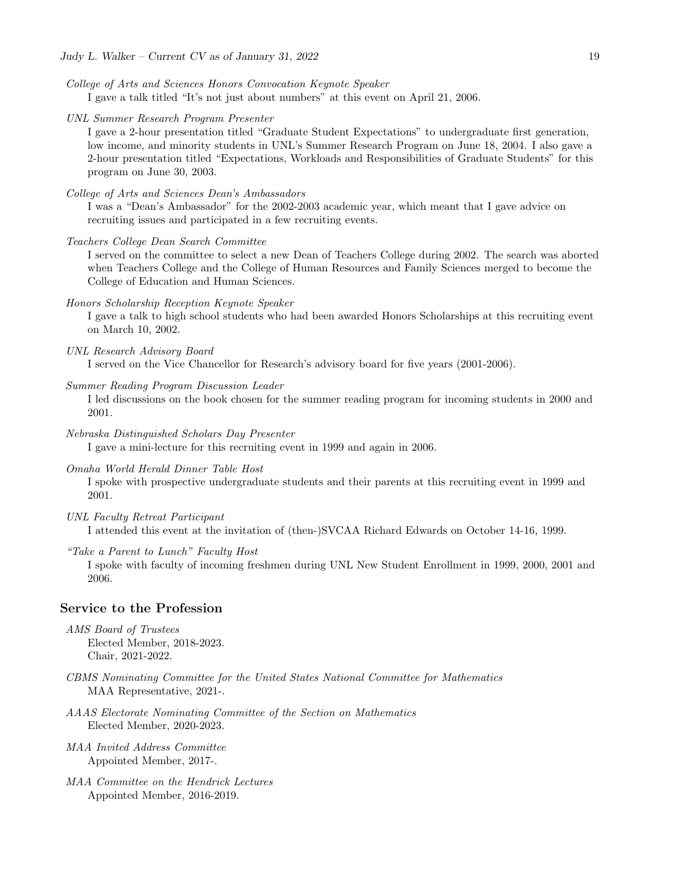*College of Arts and Sciences Honors Convocation Keynote Speaker*
I gave a talk titled "It's not just about numbers" at this event on April 21, 2006.

*UNL Summer Research Program Presenter*
I gave a 2-hour presentation titled "Graduate Student Expectations" to undergraduate first generation, low income, and minority students in UNL's Summer Research Program on June 18, 2004. I also gave a 2-hour presentation titled "Expectations, Workloads and Responsibilities of Graduate Students" for this program on June 30, 2003.

*College of Arts and Sciences Dean's Ambassadors*
I was a "Dean's Ambassador" for the 2002-2003 academic year, which meant that I gave advice on recruiting issues and participated in a few recruiting events.

*Teachers College Dean Search Committee*
I served on the committee to select a new Dean of Teachers College during 2002. The search was aborted when Teachers College and the College of Human Resources and Family Sciences merged to become the College of Education and Human Sciences.

*Honors Scholarship Reception Keynote Speaker*
I gave a talk to high school students who had been awarded Honors Scholarships at this recruiting event on March 10, 2002.

*UNL Research Advisory Board*
I served on the Vice Chancellor for Research's advisory board for five years (2001-2006).

*Summer Reading Program Discussion Leader*
I led discussions on the book chosen for the summer reading program for incoming students in 2000 and 2001.

*Nebraska Distinguished Scholars Day Presenter*
I gave a mini-lecture for this recruiting event in 1999 and again in 2006.

*Omaha World Herald Dinner Table Host*
I spoke with prospective undergraduate students and their parents at this recruiting event in 1999 and 2001.

*UNL Faculty Retreat Participant*
I attended this event at the invitation of (then-)SVCAA Richard Edwards on October 14-16, 1999.

*"Take a Parent to Lunch" Faculty Host*
I spoke with faculty of incoming freshmen during UNL New Student Enrollment in 1999, 2000, 2001 and 2006.

## Service to the Profession

*AMS Board of Trustees*
Elected Member, 2018-2023.
Chair, 2021-2022.

*CBMS Nominating Committee for the United States National Committee for Mathematics*
MAA Representative, 2021-.

*AAAS Electorate Nominating Committee of the Section on Mathematics*
Elected Member, 2020-2023.

*MAA Invited Address Committee*
Appointed Member, 2017-.

*MAA Committee on the Hendrick Lectures*
Appointed Member, 2016-2019.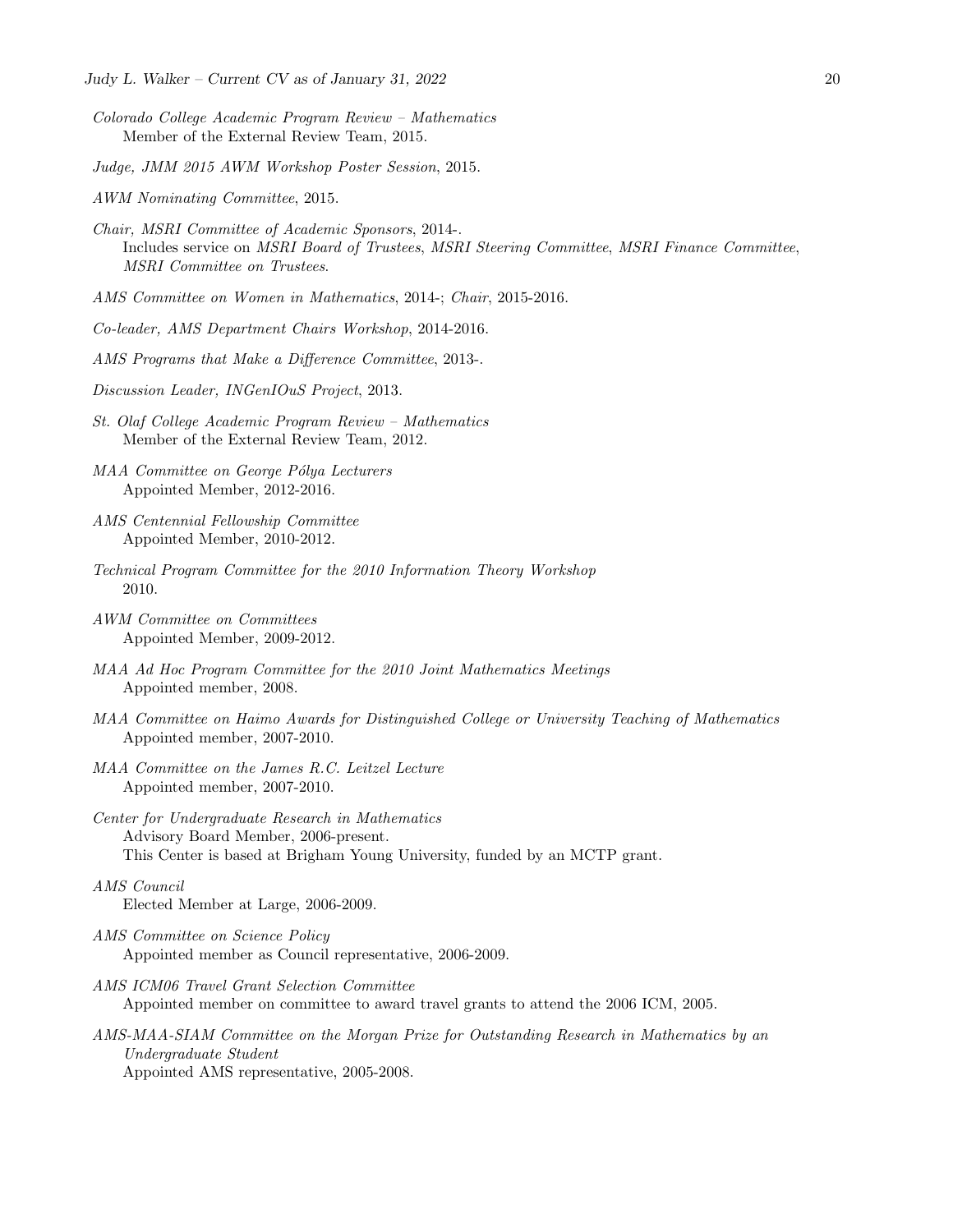*Colorado College Academic Program Review – Mathematics*
Member of the External Review Team, 2015.

*Judge, JMM 2015 AWM Workshop Poster Session*, 2015.

*AWM Nominating Committee*, 2015.

*Chair, MSRI Committee of Academic Sponsors*, 2014-.
Includes service on *MSRI Board of Trustees*, *MSRI Steering Committee*, *MSRI Finance Committee*, *MSRI Committee on Trustees*.

*AMS Committee on Women in Mathematics*, 2014-; *Chair*, 2015-2016.

*Co-leader, AMS Department Chairs Workshop*, 2014-2016.

*AMS Programs that Make a Difference Committee*, 2013-.

*Discussion Leader, INGenIOuS Project*, 2013.

*St. Olaf College Academic Program Review – Mathematics*
Member of the External Review Team, 2012.

*MAA Committee on George Pólya Lecturers*
Appointed Member, 2012-2016.

*AMS Centennial Fellowship Committee*
Appointed Member, 2010-2012.

*Technical Program Committee for the 2010 Information Theory Workshop*
2010.

*AWM Committee on Committees*
Appointed Member, 2009-2012.

*MAA Ad Hoc Program Committee for the 2010 Joint Mathematics Meetings*
Appointed member, 2008.

*MAA Committee on Haimo Awards for Distinguished College or University Teaching of Mathematics*
Appointed member, 2007-2010.

*MAA Committee on the James R.C. Leitzel Lecture*
Appointed member, 2007-2010.

*Center for Undergraduate Research in Mathematics*
Advisory Board Member, 2006-present.
This Center is based at Brigham Young University, funded by an MCTP grant.

*AMS Council*
Elected Member at Large, 2006-2009.

*AMS Committee on Science Policy*
Appointed member as Council representative, 2006-2009.

*AMS ICM06 Travel Grant Selection Committee*
Appointed member on committee to award travel grants to attend the 2006 ICM, 2005.

*AMS-MAA-SIAM Committee on the Morgan Prize for Outstanding Research in Mathematics by an Undergraduate Student*
Appointed AMS representative, 2005-2008.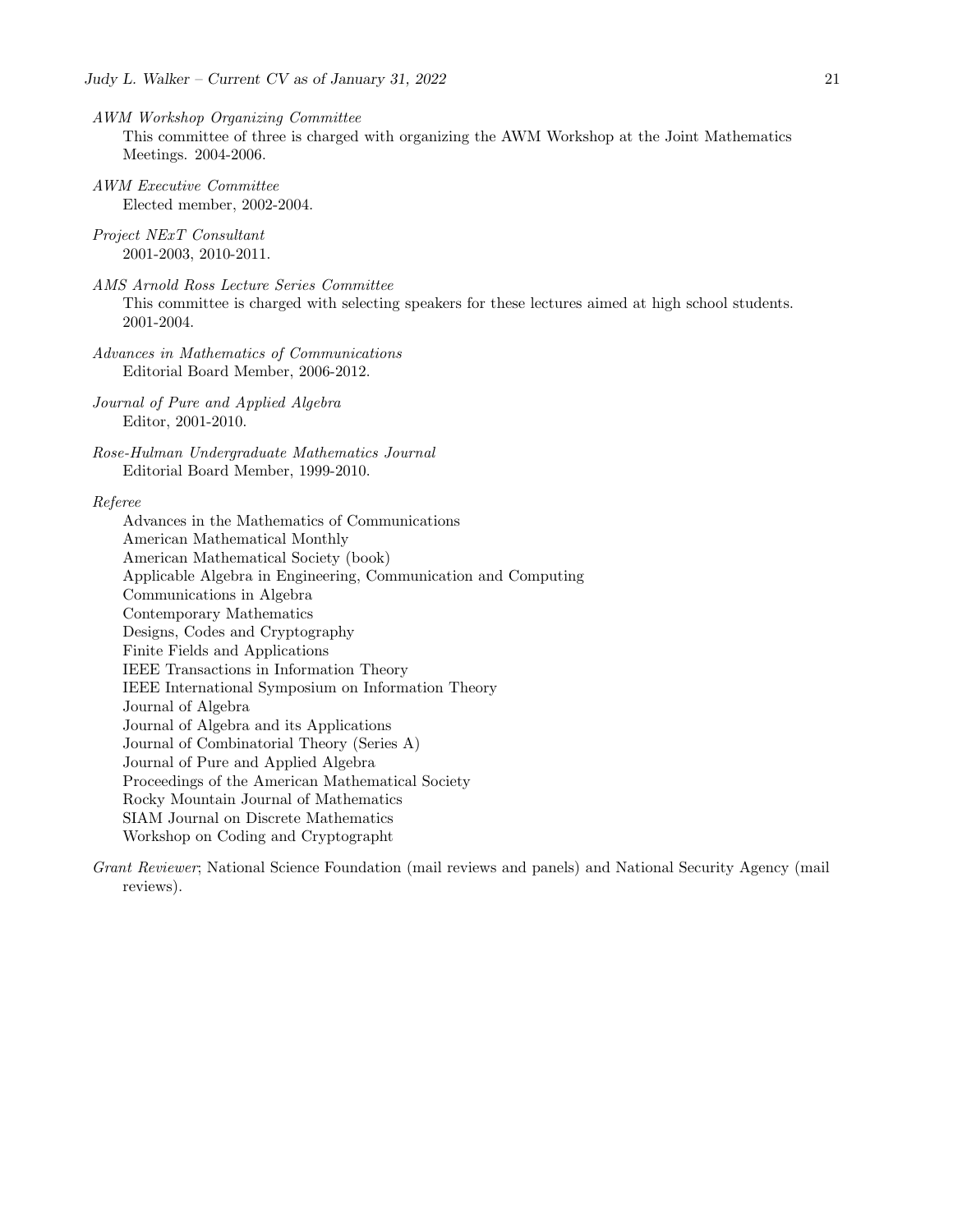*AWM Workshop Organizing Committee*
This committee of three is charged with organizing the AWM Workshop at the Joint Mathematics Meetings. 2004-2006.

*AWM Executive Committee*
Elected member, 2002-2004.

*Project NExT Consultant*
2001-2003, 2010-2011.

*AMS Arnold Ross Lecture Series Committee*
This committee is charged with selecting speakers for these lectures aimed at high school students. 2001-2004.

*Advances in Mathematics of Communications*
Editorial Board Member, 2006-2012.

*Journal of Pure and Applied Algebra*
Editor, 2001-2010.

*Rose-Hulman Undergraduate Mathematics Journal*
Editorial Board Member, 1999-2010.

*Referee*

Advances in the Mathematics of Communications
American Mathematical Monthly
American Mathematical Society (book)
Applicable Algebra in Engineering, Communication and Computing
Communications in Algebra
Contemporary Mathematics
Designs, Codes and Cryptography
Finite Fields and Applications
IEEE Transactions in Information Theory
IEEE International Symposium on Information Theory
Journal of Algebra
Journal of Algebra and its Applications
Journal of Combinatorial Theory (Series A)
Journal of Pure and Applied Algebra
Proceedings of the American Mathematical Society
Rocky Mountain Journal of Mathematics
SIAM Journal on Discrete Mathematics
Workshop on Coding and Cryptograpght

*Grant Reviewer*; National Science Foundation (mail reviews and panels) and National Security Agency (mail reviews).